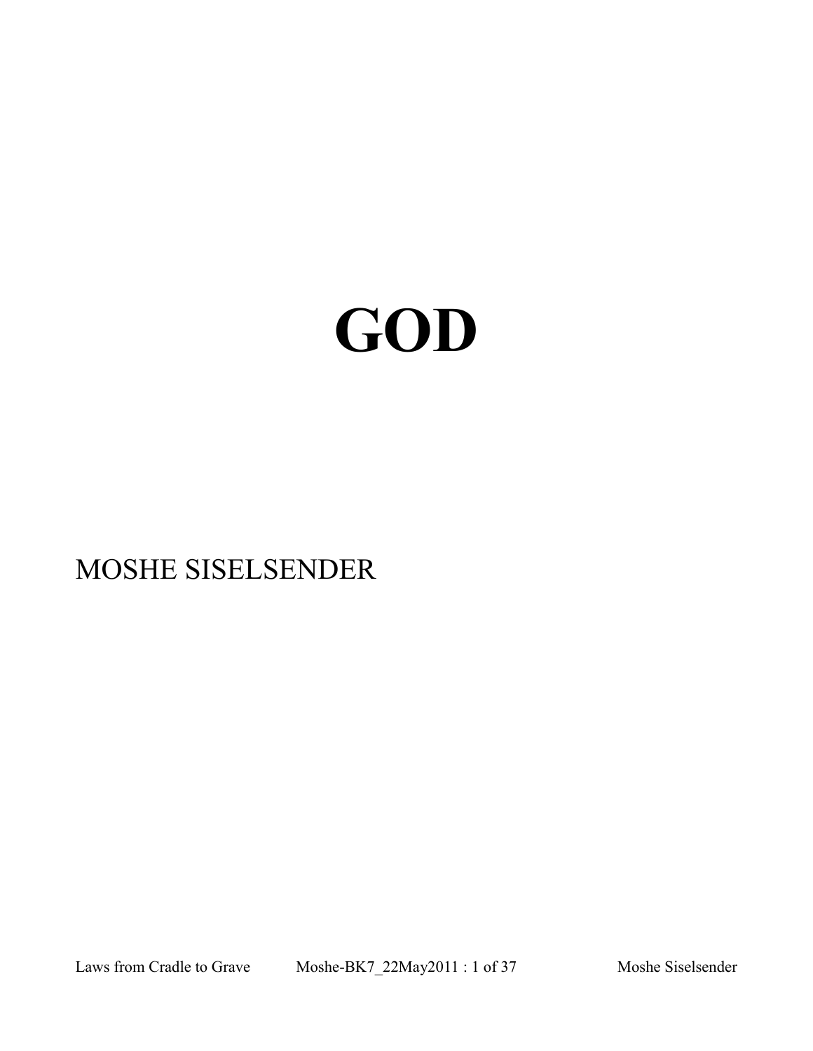# GOD

MOSHE SISELSENDER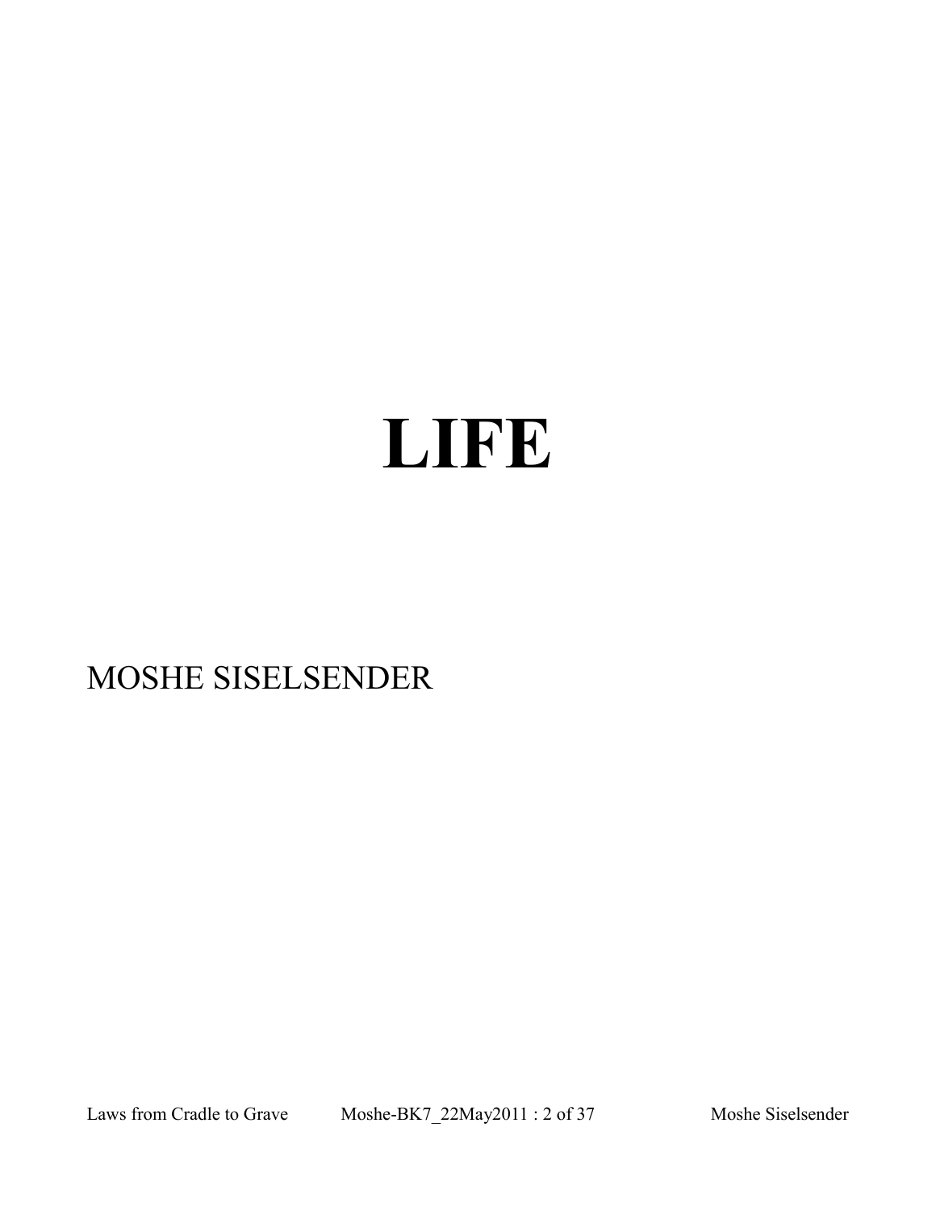# LIFE

MOSHE SISELSENDER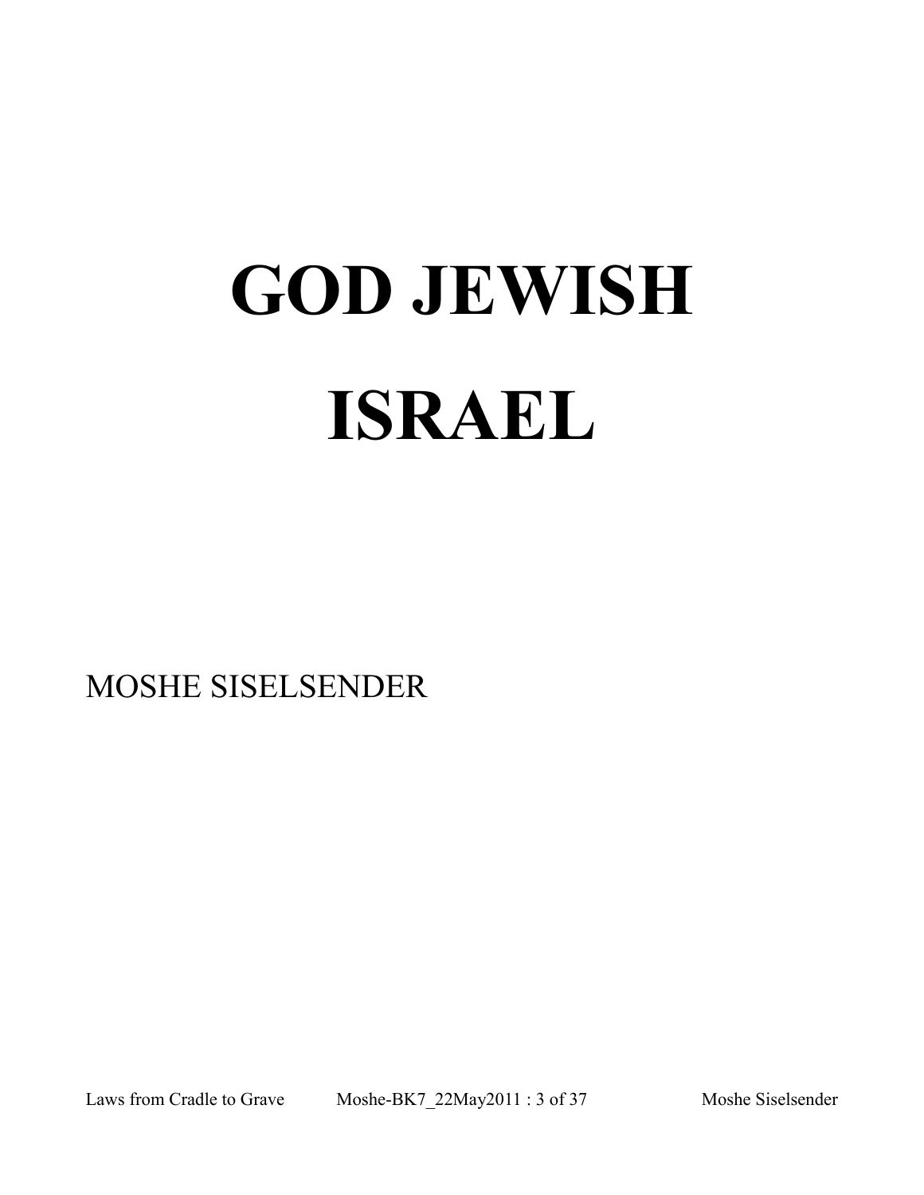# GOD JEWISH

# ISRAEL

MOSHE SISELSENDER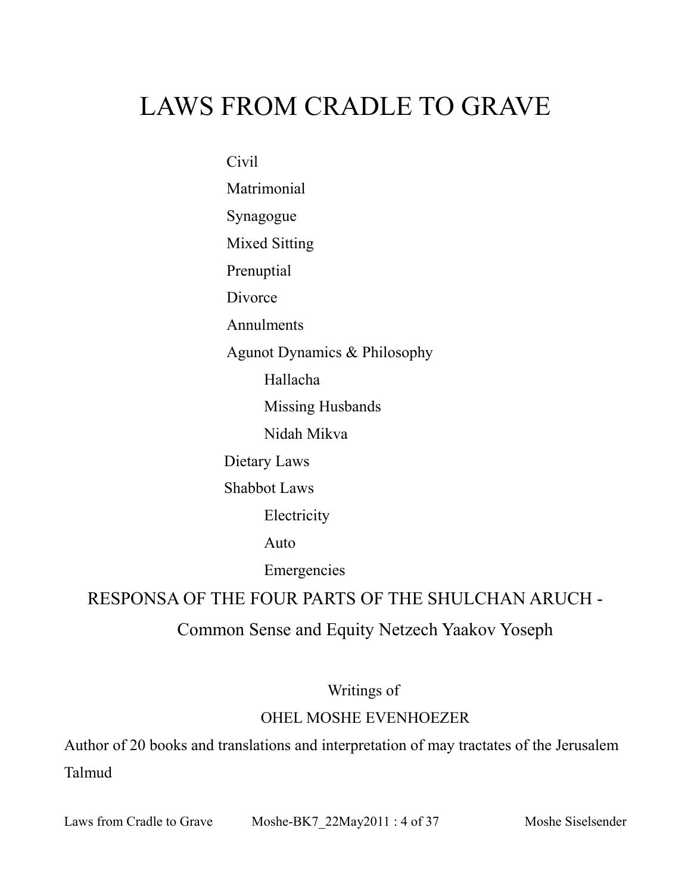# LAWS FROM CRADLE TO GRAVE

- Civil
- Matrimonial
- Synagogue
- Mixed Sitting
- Prenuptial
- Divorce
- Annulments
- Agunot Dynamics & Philosophy
  - Hallacha
  - Missing Husbands
  - Nidah Mikva
- Dietary Laws
- Shabbot Laws
  - Electricity
  - Auto
  - Emergencies

RESPONSA OF THE FOUR PARTS OF THE SHULCHAN ARUCH -

Common Sense and Equity Netzech Yaakov Yoseph

Writings of

OHEL MOSHE EVENHOEZER

Author of 20 books and translations and interpretation of may tractates of the Jerusalem Talmud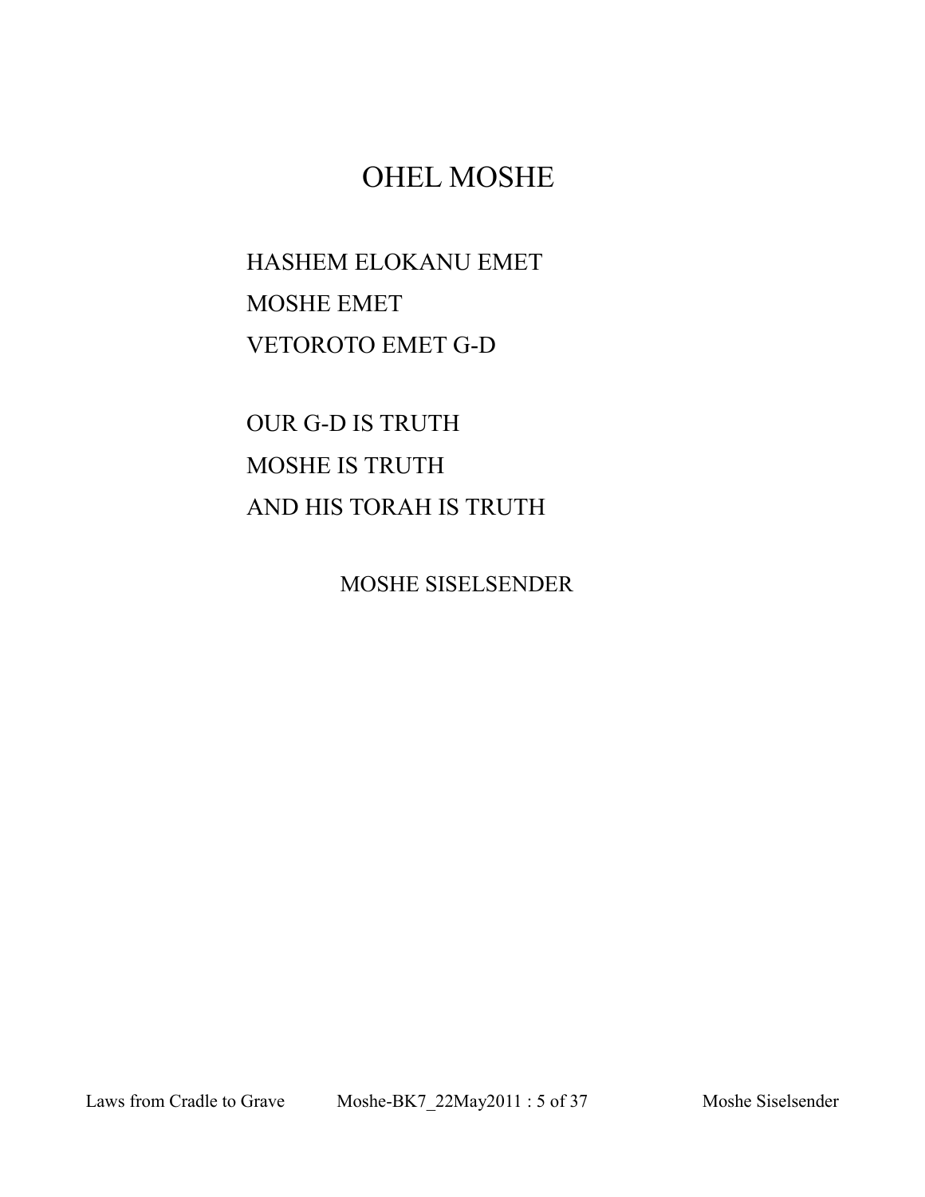# OHEL MOSHE

HASHEM ELOKANU EMET
MOSHE EMET
VETOROTO EMET G-D

OUR G-D IS TRUTH
MOSHE IS TRUTH
AND HIS TORAH IS TRUTH

MOSHE SISELSENDER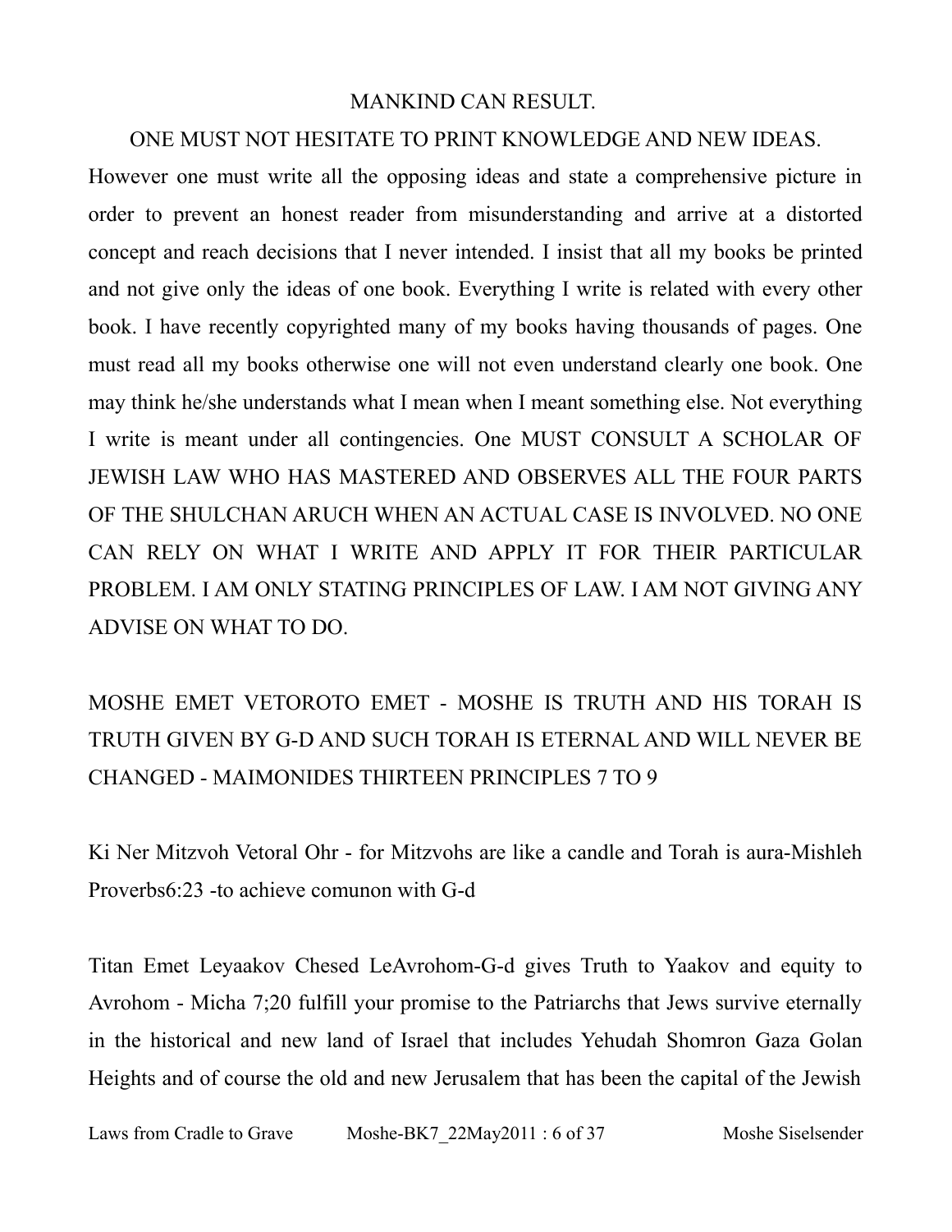MANKIND CAN RESULT.

ONE MUST NOT HESITATE TO PRINT KNOWLEDGE AND NEW IDEAS.

However one must write all the opposing ideas and state a comprehensive picture in order to prevent an honest reader from misunderstanding and arrive at a distorted concept and reach decisions that I never intended. I insist that all my books be printed and not give only the ideas of one book. Everything I write is related with every other book. I have recently copyrighted many of my books having thousands of pages. One must read all my books otherwise one will not even understand clearly one book. One may think he/she understands what I mean when I meant something else. Not everything I write is meant under all contingencies. One MUST CONSULT A SCHOLAR OF JEWISH LAW WHO HAS MASTERED AND OBSERVES ALL THE FOUR PARTS OF THE SHULCHAN ARUCH WHEN AN ACTUAL CASE IS INVOLVED. NO ONE CAN RELY ON WHAT I WRITE AND APPLY IT FOR THEIR PARTICULAR PROBLEM. I AM ONLY STATING PRINCIPLES OF LAW. I AM NOT GIVING ANY ADVISE ON WHAT TO DO.

MOSHE EMET VETOROTO EMET - MOSHE IS TRUTH AND HIS TORAH IS TRUTH GIVEN BY G-D AND SUCH TORAH IS ETERNAL AND WILL NEVER BE CHANGED - MAIMONIDES THIRTEEN PRINCIPLES 7 TO 9

Ki Ner Mitzvoh Vetoral Ohr - for Mitzvohs are like a candle and Torah is aura-Mishleh Proverbs6:23 -to achieve comunon with G-d

Titan Emet Leyaakov Chesed LeAvrohom-G-d gives Truth to Yaakov and equity to Avrohom - Micha 7;20 fulfill your promise to the Patriarchs that Jews survive eternally in the historical and new land of Israel that includes Yehudah Shomron Gaza Golan Heights and of course the old and new Jerusalem that has been the capital of the Jewish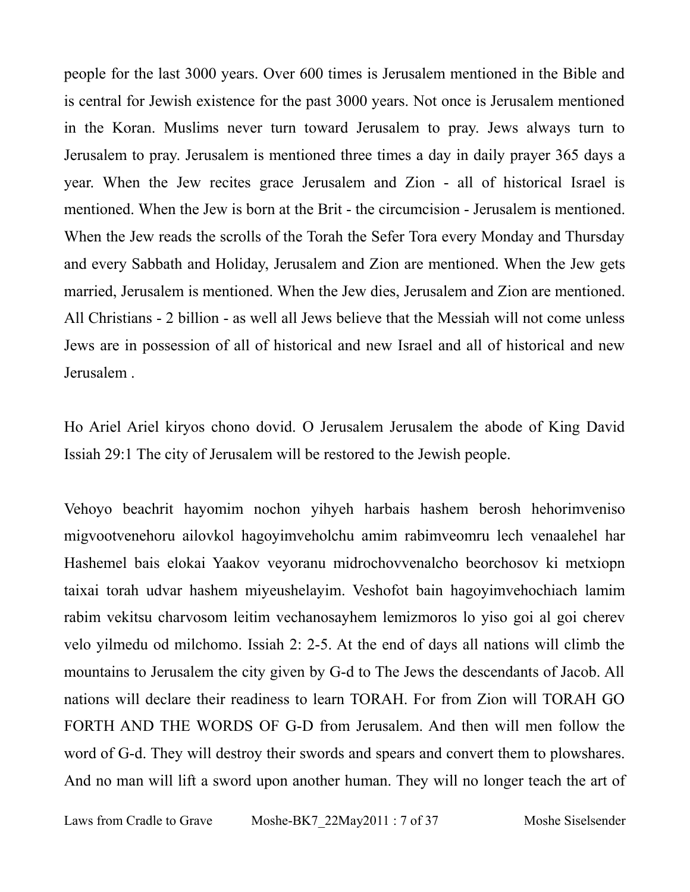people for the last 3000 years. Over 600 times is Jerusalem mentioned in the Bible and is central for Jewish existence for the past 3000 years. Not once is Jerusalem mentioned in the Koran. Muslims never turn toward Jerusalem to pray. Jews always turn to Jerusalem to pray. Jerusalem is mentioned three times a day in daily prayer 365 days a year. When the Jew recites grace Jerusalem and Zion - all of historical Israel is mentioned. When the Jew is born at the Brit - the circumcision - Jerusalem is mentioned. When the Jew reads the scrolls of the Torah the Sefer Tora every Monday and Thursday and every Sabbath and Holiday, Jerusalem and Zion are mentioned. When the Jew gets married, Jerusalem is mentioned. When the Jew dies, Jerusalem and Zion are mentioned. All Christians - 2 billion - as well all Jews believe that the Messiah will not come unless Jews are in possession of all of historical and new Israel and all of historical and new Jerusalem .

Ho Ariel Ariel kiryos chono dovid. O Jerusalem Jerusalem the abode of King David Issiah 29:1 The city of Jerusalem will be restored to the Jewish people.

Vehoyo beachrit hayomim nochon yihyeh harbais hashem berosh hehorimveniso migvootvenehoru ailovkol hagoyimveholchu amim rabimveomru lech venaalehel har Hashemel bais elokai Yaakov veyoranu midrochovvenalcho beorchosov ki metxiopn taixai torah udvar hashem miyeushelayim. Veshofot bain hagoyimvehochiach lamim rabim vekitsu charvosom leitim vechanosayhem lemizmoros lo yiso goi al goi cherev velo yilmedu od milchomo. Issiah 2: 2-5. At the end of days all nations will climb the mountains to Jerusalem the city given by G-d to The Jews the descendants of Jacob. All nations will declare their readiness to learn TORAH. For from Zion will TORAH GO FORTH AND THE WORDS OF G-D from Jerusalem. And then will men follow the word of G-d. They will destroy their swords and spears and convert them to plowshares. And no man will lift a sword upon another human. They will no longer teach the art of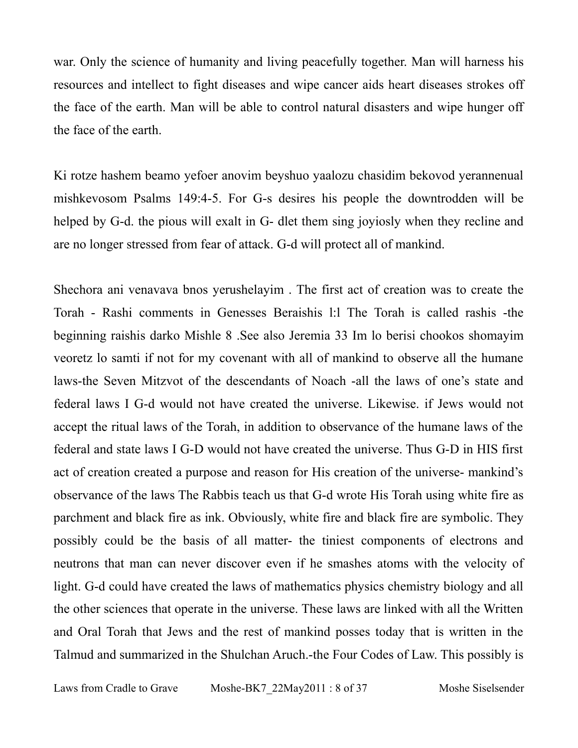war. Only the science of humanity and living peacefully together. Man will harness his resources and intellect to fight diseases and wipe cancer aids heart diseases strokes off the face of the earth. Man will be able to control natural disasters and wipe hunger off the face of the earth.

Ki rotze hashem beamo yefoer anovim beyshuo yaalozu chasidim bekovod yerannenual mishkevosom Psalms 149:4-5. For G-s desires his people the downtrodden will be helped by G-d. the pious will exalt in G- dlet them sing joyiosly when they recline and are no longer stressed from fear of attack. G-d will protect all of mankind.

Shechora ani venavava bnos yerushelayim . The first act of creation was to create the Torah - Rashi comments in Genesses Beraishis l:l The Torah is called rashis -the beginning raishis darko Mishle 8 .See also Jeremia 33 Im lo berisi chookos shomayim veoretz lo samti if not for my covenant with all of mankind to observe all the humane laws-the Seven Mitzvot of the descendants of Noach -all the laws of one's state and federal laws I G-d would not have created the universe. Likewise. if Jews would not accept the ritual laws of the Torah, in addition to observance of the humane laws of the federal and state laws I G-D would not have created the universe. Thus G-D in HIS first act of creation created a purpose and reason for His creation of the universe- mankind's observance of the laws The Rabbis teach us that G-d wrote His Torah using white fire as parchment and black fire as ink. Obviously, white fire and black fire are symbolic. They possibly could be the basis of all matter- the tiniest components of electrons and neutrons that man can never discover even if he smashes atoms with the velocity of light. G-d could have created the laws of mathematics physics chemistry biology and all the other sciences that operate in the universe. These laws are linked with all the Written and Oral Torah that Jews and the rest of mankind posses today that is written in the Talmud and summarized in the Shulchan Aruch.-the Four Codes of Law. This possibly is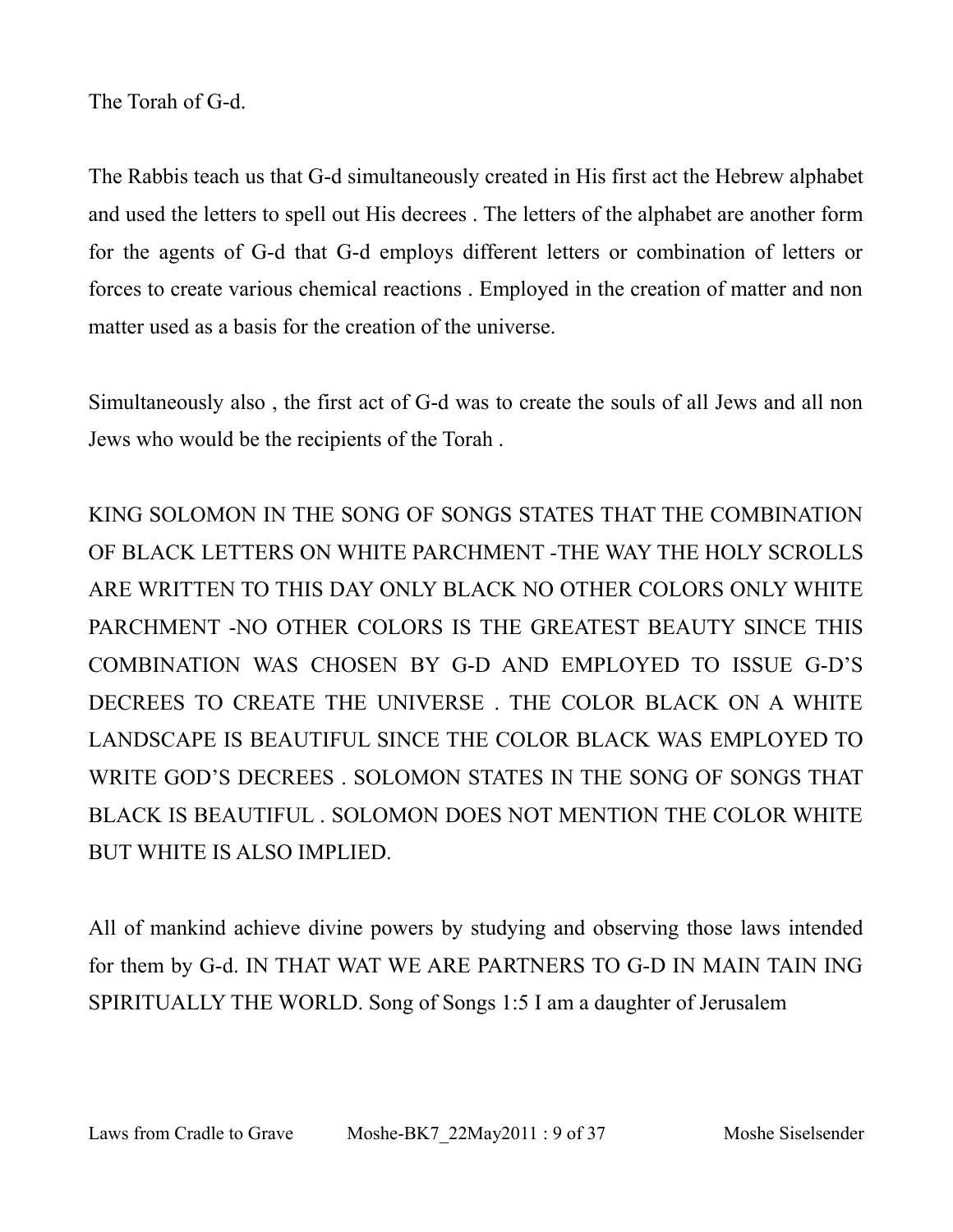The Torah of G-d.

The Rabbis teach us that G-d simultaneously created in His first act the Hebrew alphabet and used the letters to spell out His decrees . The letters of the alphabet are another form for the agents of G-d that G-d employs different letters or combination of letters or forces to create various chemical reactions . Employed in the creation of matter and non matter used as a basis for the creation of the universe.

Simultaneously also , the first act of G-d was to create the souls of all Jews and all non Jews who would be the recipients of the Torah .

KING SOLOMON IN THE SONG OF SONGS STATES THAT THE COMBINATION OF BLACK LETTERS ON WHITE PARCHMENT -THE WAY THE HOLY SCROLLS ARE WRITTEN TO THIS DAY ONLY BLACK NO OTHER COLORS ONLY WHITE PARCHMENT -NO OTHER COLORS IS THE GREATEST BEAUTY SINCE THIS COMBINATION WAS CHOSEN BY G-D AND EMPLOYED TO ISSUE G-D'S DECREES TO CREATE THE UNIVERSE . THE COLOR BLACK ON A WHITE LANDSCAPE IS BEAUTIFUL SINCE THE COLOR BLACK WAS EMPLOYED TO WRITE GOD'S DECREES . SOLOMON STATES IN THE SONG OF SONGS THAT BLACK IS BEAUTIFUL . SOLOMON DOES NOT MENTION THE COLOR WHITE BUT WHITE IS ALSO IMPLIED.

All of mankind achieve divine powers by studying and observing those laws intended for them by G-d. IN THAT WAT WE ARE PARTNERS TO G-D IN MAIN TAIN ING SPIRITUALLY THE WORLD. Song of Songs 1:5 I am a daughter of Jerusalem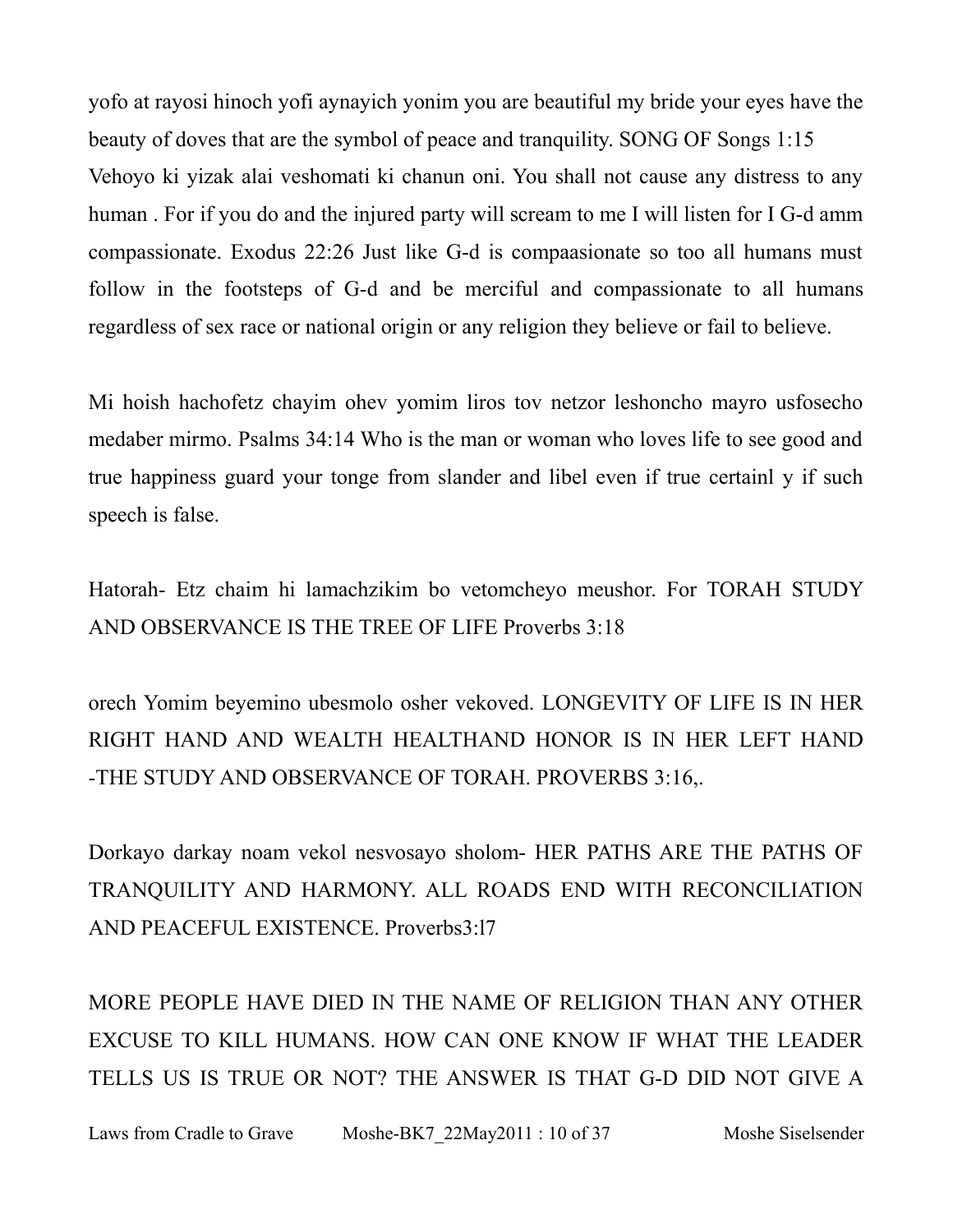yofo at rayosi hinoch yofi aynayich yonim you are beautiful my bride your eyes have the beauty of doves that are the symbol of peace and tranquility. SONG OF Songs 1:15 Vehoyo ki yizak alai veshomati ki chanun oni. You shall not cause any distress to any human . For if you do and the injured party will scream to me I will listen for I G-d amm compassionate. Exodus 22:26 Just like G-d is compaasionate so too all humans must follow in the footsteps of G-d and be merciful and compassionate to all humans regardless of sex race or national origin or any religion they believe or fail to believe.

Mi hoish hachofetz chayim ohev yomim liros tov netzor leshoncho mayro usfosecho medaber mirmo. Psalms 34:14 Who is the man or woman who loves life to see good and true happiness guard your tonge from slander and libel even if true certainl y if such speech is false.

Hatorah- Etz chaim hi lamachzikim bo vetomcheyo meushor. For TORAH STUDY AND OBSERVANCE IS THE TREE OF LIFE Proverbs 3:18

orech Yomim beyemino ubesmolo osher vekoved. LONGEVITY OF LIFE IS IN HER RIGHT HAND AND WEALTH HEALTHAND HONOR IS IN HER LEFT HAND -THE STUDY AND OBSERVANCE OF TORAH. PROVERBS 3:16,.

Dorkayo darkay noam vekol nesvosayo sholom- HER PATHS ARE THE PATHS OF TRANQUILITY AND HARMONY. ALL ROADS END WITH RECONCILIATION AND PEACEFUL EXISTENCE. Proverbs3:l7

MORE PEOPLE HAVE DIED IN THE NAME OF RELIGION THAN ANY OTHER EXCUSE TO KILL HUMANS. HOW CAN ONE KNOW IF WHAT THE LEADER TELLS US IS TRUE OR NOT? THE ANSWER IS THAT G-D DID NOT GIVE A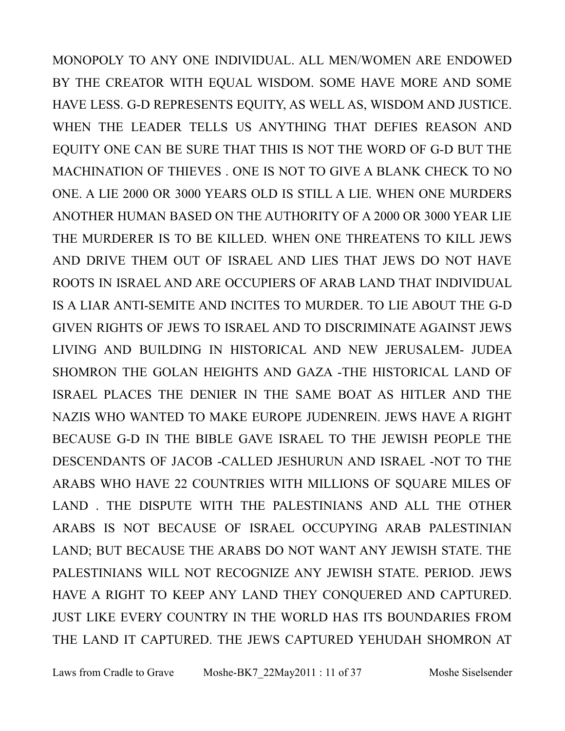MONOPOLY TO ANY ONE INDIVIDUAL. ALL MEN/WOMEN ARE ENDOWED BY THE CREATOR WITH EQUAL WISDOM. SOME HAVE MORE AND SOME HAVE LESS. G-D REPRESENTS EQUITY, AS WELL AS, WISDOM AND JUSTICE. WHEN THE LEADER TELLS US ANYTHING THAT DEFIES REASON AND EQUITY ONE CAN BE SURE THAT THIS IS NOT THE WORD OF G-D BUT THE MACHINATION OF THIEVES . ONE IS NOT TO GIVE A BLANK CHECK TO NO ONE. A LIE 2000 OR 3000 YEARS OLD IS STILL A LIE. WHEN ONE MURDERS ANOTHER HUMAN BASED ON THE AUTHORITY OF A 2000 OR 3000 YEAR LIE THE MURDERER IS TO BE KILLED. WHEN ONE THREATENS TO KILL JEWS AND DRIVE THEM OUT OF ISRAEL AND LIES THAT JEWS DO NOT HAVE ROOTS IN ISRAEL AND ARE OCCUPIERS OF ARAB LAND THAT INDIVIDUAL IS A LIAR ANTI-SEMITE AND INCITES TO MURDER. TO LIE ABOUT THE G-D GIVEN RIGHTS OF JEWS TO ISRAEL AND TO DISCRIMINATE AGAINST JEWS LIVING AND BUILDING IN HISTORICAL AND NEW JERUSALEM- JUDEA SHOMRON THE GOLAN HEIGHTS AND GAZA -THE HISTORICAL LAND OF ISRAEL PLACES THE DENIER IN THE SAME BOAT AS HITLER AND THE NAZIS WHO WANTED TO MAKE EUROPE JUDENREIN. JEWS HAVE A RIGHT BECAUSE G-D IN THE BIBLE GAVE ISRAEL TO THE JEWISH PEOPLE THE DESCENDANTS OF JACOB -CALLED JESHURUN AND ISRAEL -NOT TO THE ARABS WHO HAVE 22 COUNTRIES WITH MILLIONS OF SQUARE MILES OF LAND . THE DISPUTE WITH THE PALESTINIANS AND ALL THE OTHER ARABS IS NOT BECAUSE OF ISRAEL OCCUPYING ARAB PALESTINIAN LAND; BUT BECAUSE THE ARABS DO NOT WANT ANY JEWISH STATE. THE PALESTINIANS WILL NOT RECOGNIZE ANY JEWISH STATE. PERIOD. JEWS HAVE A RIGHT TO KEEP ANY LAND THEY CONQUERED AND CAPTURED. JUST LIKE EVERY COUNTRY IN THE WORLD HAS ITS BOUNDARIES FROM THE LAND IT CAPTURED. THE JEWS CAPTURED YEHUDAH SHOMRON AT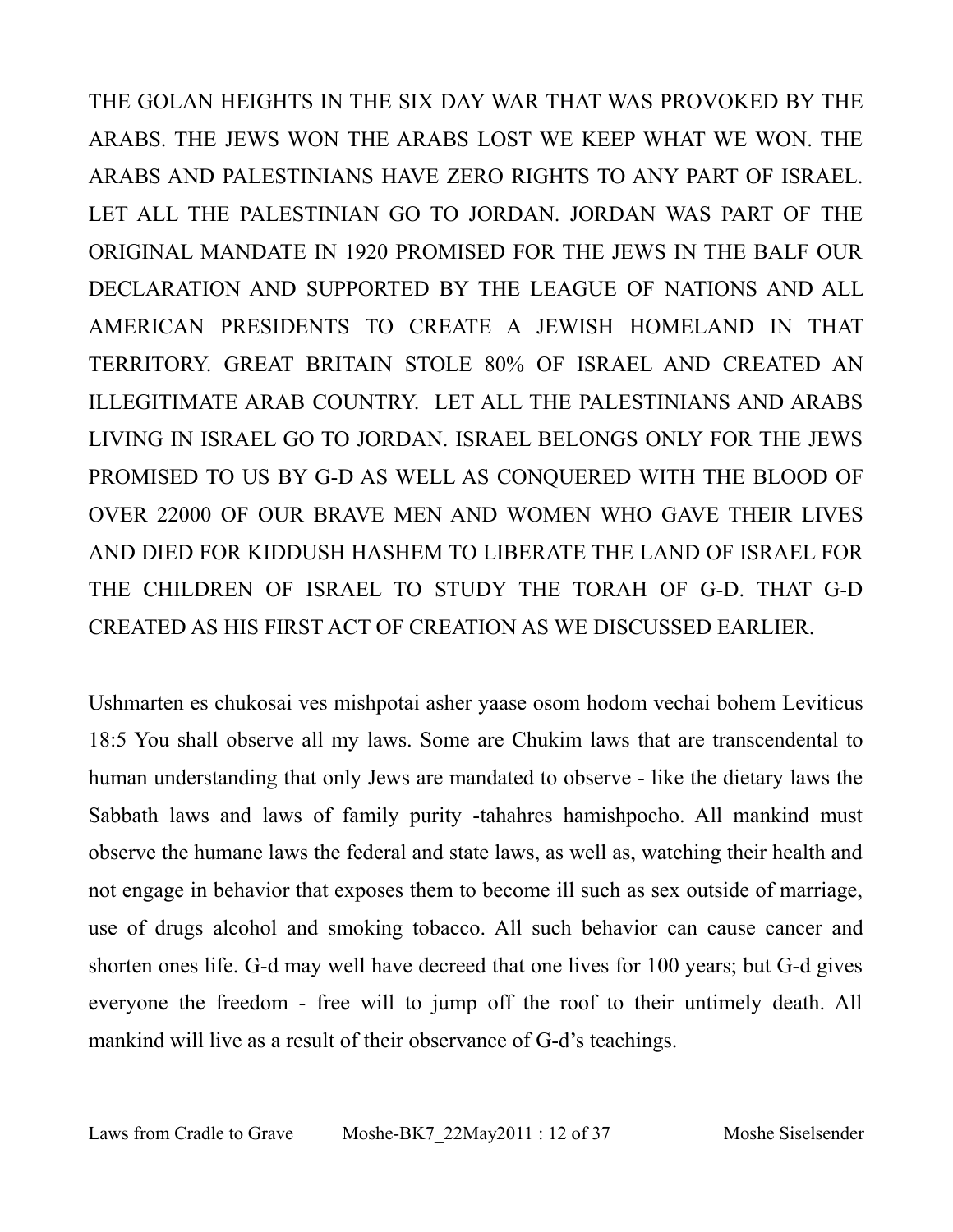THE GOLAN HEIGHTS IN THE SIX DAY WAR THAT WAS PROVOKED BY THE ARABS. THE JEWS WON THE ARABS LOST WE KEEP WHAT WE WON. THE ARABS AND PALESTINIANS HAVE ZERO RIGHTS TO ANY PART OF ISRAEL. LET ALL THE PALESTINIAN GO TO JORDAN. JORDAN WAS PART OF THE ORIGINAL MANDATE IN 1920 PROMISED FOR THE JEWS IN THE BALF OUR DECLARATION AND SUPPORTED BY THE LEAGUE OF NATIONS AND ALL AMERICAN PRESIDENTS TO CREATE A JEWISH HOMELAND IN THAT TERRITORY. GREAT BRITAIN STOLE 80% OF ISRAEL AND CREATED AN ILLEGITIMATE ARAB COUNTRY. LET ALL THE PALESTINIANS AND ARABS LIVING IN ISRAEL GO TO JORDAN. ISRAEL BELONGS ONLY FOR THE JEWS PROMISED TO US BY G-D AS WELL AS CONQUERED WITH THE BLOOD OF OVER 22000 OF OUR BRAVE MEN AND WOMEN WHO GAVE THEIR LIVES AND DIED FOR KIDDUSH HASHEM TO LIBERATE THE LAND OF ISRAEL FOR THE CHILDREN OF ISRAEL TO STUDY THE TORAH OF G-D. THAT G-D CREATED AS HIS FIRST ACT OF CREATION AS WE DISCUSSED EARLIER.

Ushmarten es chukosai ves mishpotai asher yaase osom hodom vechai bohem Leviticus 18:5 You shall observe all my laws. Some are Chukim laws that are transcendental to human understanding that only Jews are mandated to observe - like the dietary laws the Sabbath laws and laws of family purity -tahahres hamishpocho. All mankind must observe the humane laws the federal and state laws, as well as, watching their health and not engage in behavior that exposes them to become ill such as sex outside of marriage, use of drugs alcohol and smoking tobacco. All such behavior can cause cancer and shorten ones life. G-d may well have decreed that one lives for 100 years; but G-d gives everyone the freedom - free will to jump off the roof to their untimely death. All mankind will live as a result of their observance of G-d's teachings.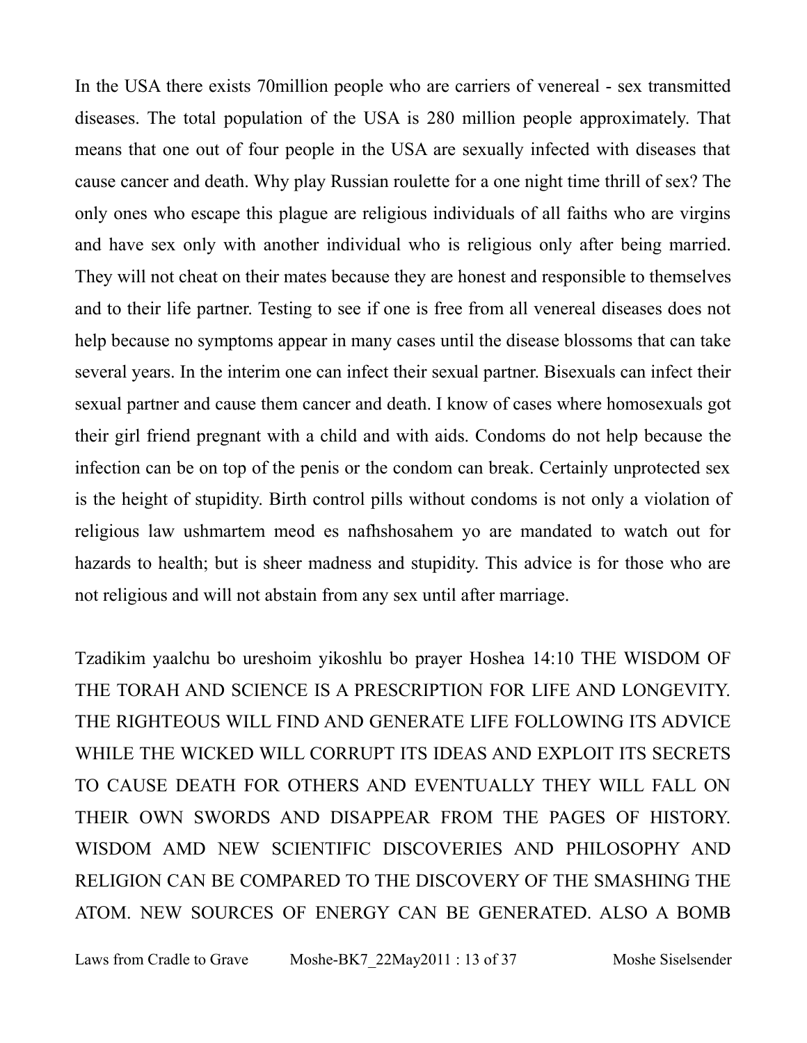In the USA there exists 70million people who are carriers of venereal - sex transmitted diseases. The total population of the USA is 280 million people approximately. That means that one out of four people in the USA are sexually infected with diseases that cause cancer and death. Why play Russian roulette for a one night time thrill of sex? The only ones who escape this plague are religious individuals of all faiths who are virgins and have sex only with another individual who is religious only after being married. They will not cheat on their mates because they are honest and responsible to themselves and to their life partner. Testing to see if one is free from all venereal diseases does not help because no symptoms appear in many cases until the disease blossoms that can take several years. In the interim one can infect their sexual partner. Bisexuals can infect their sexual partner and cause them cancer and death. I know of cases where homosexuals got their girl friend pregnant with a child and with aids. Condoms do not help because the infection can be on top of the penis or the condom can break. Certainly unprotected sex is the height of stupidity. Birth control pills without condoms is not only a violation of religious law ushmartem meod es nafhshosahem yo are mandated to watch out for hazards to health; but is sheer madness and stupidity. This advice is for those who are not religious and will not abstain from any sex until after marriage.

Tzadikim yaalchu bo ureshoim yikoshlu bo prayer Hoshea 14:10 THE WISDOM OF THE TORAH AND SCIENCE IS A PRESCRIPTION FOR LIFE AND LONGEVITY. THE RIGHTEOUS WILL FIND AND GENERATE LIFE FOLLOWING ITS ADVICE WHILE THE WICKED WILL CORRUPT ITS IDEAS AND EXPLOIT ITS SECRETS TO CAUSE DEATH FOR OTHERS AND EVENTUALLY THEY WILL FALL ON THEIR OWN SWORDS AND DISAPPEAR FROM THE PAGES OF HISTORY. WISDOM AMD NEW SCIENTIFIC DISCOVERIES AND PHILOSOPHY AND RELIGION CAN BE COMPARED TO THE DISCOVERY OF THE SMASHING THE ATOM. NEW SOURCES OF ENERGY CAN BE GENERATED. ALSO A BOMB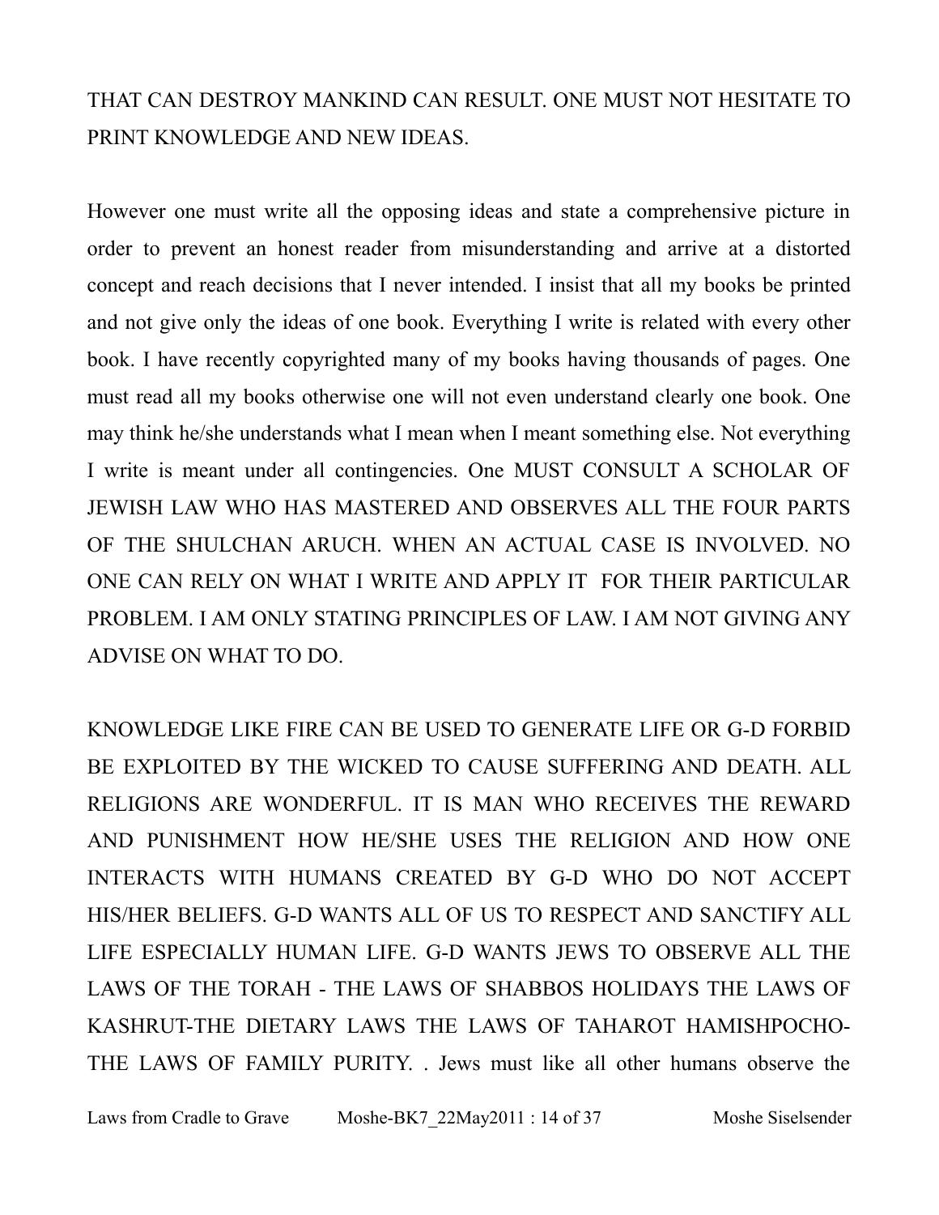THAT CAN DESTROY MANKIND CAN RESULT. ONE MUST NOT HESITATE TO PRINT KNOWLEDGE AND NEW IDEAS.

However one must write all the opposing ideas and state a comprehensive picture in order to prevent an honest reader from misunderstanding and arrive at a distorted concept and reach decisions that I never intended. I insist that all my books be printed and not give only the ideas of one book. Everything I write is related with every other book. I have recently copyrighted many of my books having thousands of pages. One must read all my books otherwise one will not even understand clearly one book. One may think he/she understands what I mean when I meant something else. Not everything I write is meant under all contingencies. One MUST CONSULT A SCHOLAR OF JEWISH LAW WHO HAS MASTERED AND OBSERVES ALL THE FOUR PARTS OF THE SHULCHAN ARUCH. WHEN AN ACTUAL CASE IS INVOLVED. NO ONE CAN RELY ON WHAT I WRITE AND APPLY IT FOR THEIR PARTICULAR PROBLEM. I AM ONLY STATING PRINCIPLES OF LAW. I AM NOT GIVING ANY ADVISE ON WHAT TO DO.

KNOWLEDGE LIKE FIRE CAN BE USED TO GENERATE LIFE OR G-D FORBID BE EXPLOITED BY THE WICKED TO CAUSE SUFFERING AND DEATH. ALL RELIGIONS ARE WONDERFUL. IT IS MAN WHO RECEIVES THE REWARD AND PUNISHMENT HOW HE/SHE USES THE RELIGION AND HOW ONE INTERACTS WITH HUMANS CREATED BY G-D WHO DO NOT ACCEPT HIS/HER BELIEFS. G-D WANTS ALL OF US TO RESPECT AND SANCTIFY ALL LIFE ESPECIALLY HUMAN LIFE. G-D WANTS JEWS TO OBSERVE ALL THE LAWS OF THE TORAH - THE LAWS OF SHABBOS HOLIDAYS THE LAWS OF KASHRUT-THE DIETARY LAWS THE LAWS OF TAHAROT HAMISHPOCHO-THE LAWS OF FAMILY PURITY. . Jews must like all other humans observe the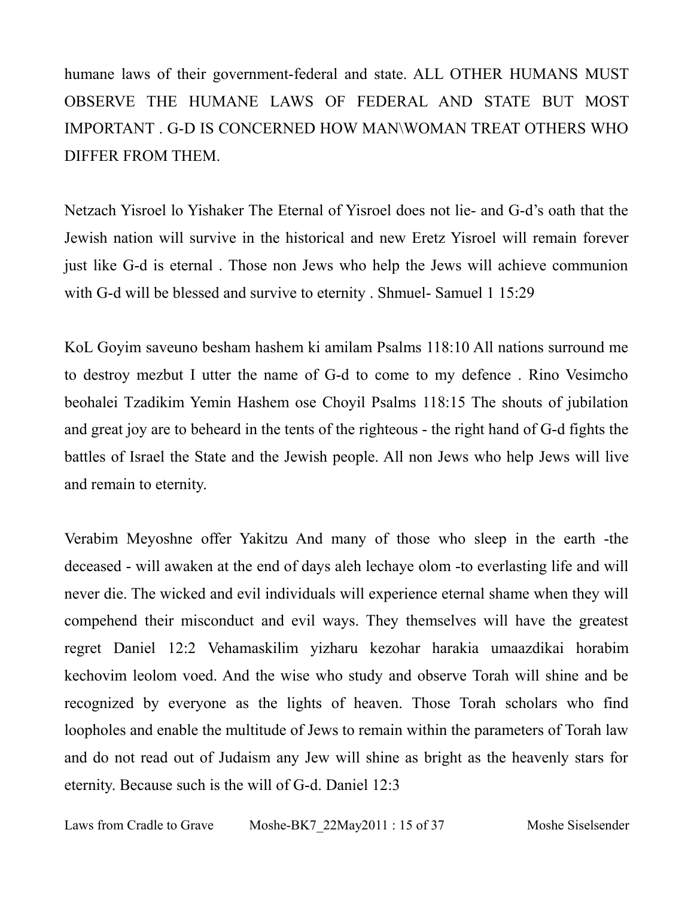humane laws of their government-federal and state. ALL OTHER HUMANS MUST OBSERVE THE HUMANE LAWS OF FEDERAL AND STATE BUT MOST IMPORTANT . G-D IS CONCERNED HOW MAN\WOMAN TREAT OTHERS WHO DIFFER FROM THEM.

Netzach Yisroel lo Yishaker The Eternal of Yisroel does not lie- and G-d's oath that the Jewish nation will survive in the historical and new Eretz Yisroel will remain forever just like G-d is eternal . Those non Jews who help the Jews will achieve communion with G-d will be blessed and survive to eternity . Shmuel- Samuel 1 15:29

KoL Goyim saveuno besham hashem ki amilam Psalms 118:10 All nations surround me to destroy mezbut I utter the name of G-d to come to my defence . Rino Vesimcho beohalei Tzadikim Yemin Hashem ose Choyil Psalms 118:15 The shouts of jubilation and great joy are to beheard in the tents of the righteous - the right hand of G-d fights the battles of Israel the State and the Jewish people. All non Jews who help Jews will live and remain to eternity.

Verabim Meyoshne offer Yakitzu And many of those who sleep in the earth -the deceased - will awaken at the end of days aleh lechaye olom -to everlasting life and will never die. The wicked and evil individuals will experience eternal shame when they will compehend their misconduct and evil ways. They themselves will have the greatest regret Daniel 12:2 Vehamaskilim yizharu kezohar harakia umaazdikai horabim kechovim leolom voed. And the wise who study and observe Torah will shine and be recognized by everyone as the lights of heaven. Those Torah scholars who find loopholes and enable the multitude of Jews to remain within the parameters of Torah law and do not read out of Judaism any Jew will shine as bright as the heavenly stars for eternity. Because such is the will of G-d. Daniel 12:3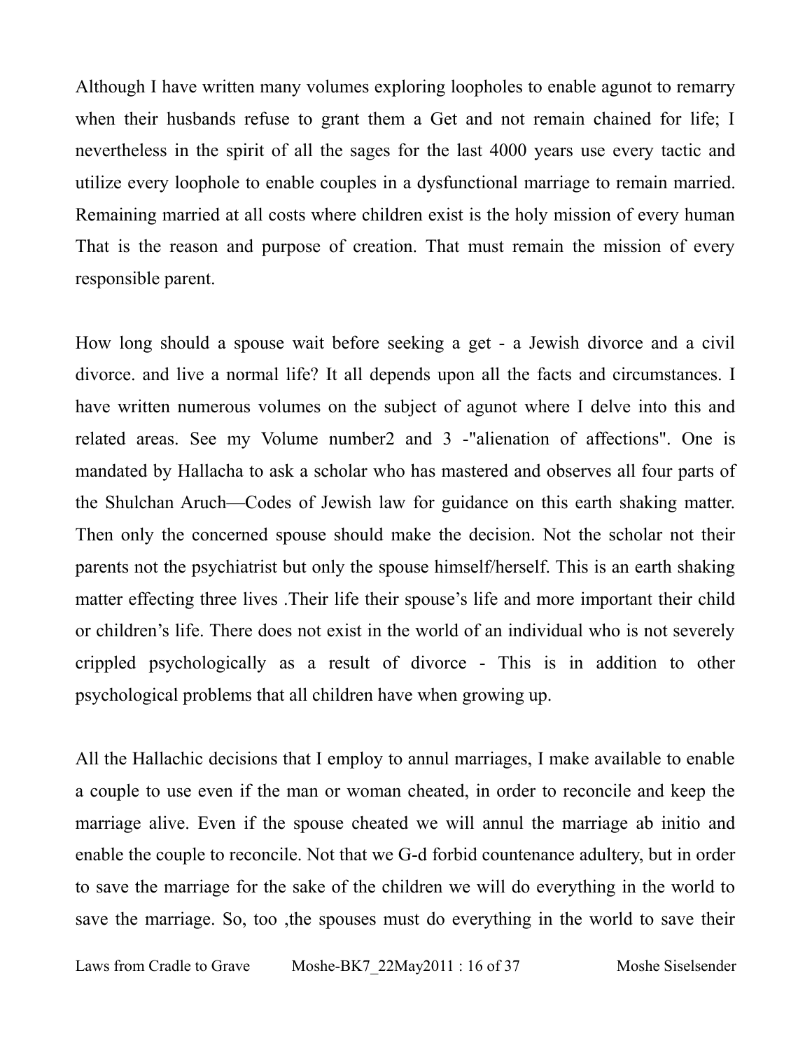Although I have written many volumes exploring loopholes to enable agunot to remarry when their husbands refuse to grant them a Get and not remain chained for life; I nevertheless in the spirit of all the sages for the last 4000 years use every tactic and utilize every loophole to enable couples in a dysfunctional marriage to remain married. Remaining married at all costs where children exist is the holy mission of every human That is the reason and purpose of creation. That must remain the mission of every responsible parent.

How long should a spouse wait before seeking a get - a Jewish divorce and a civil divorce. and live a normal life? It all depends upon all the facts and circumstances. I have written numerous volumes on the subject of agunot where I delve into this and related areas. See my Volume number2 and 3 -"alienation of affections". One is mandated by Hallacha to ask a scholar who has mastered and observes all four parts of the Shulchan Aruch—Codes of Jewish law for guidance on this earth shaking matter. Then only the concerned spouse should make the decision. Not the scholar not their parents not the psychiatrist but only the spouse himself/herself. This is an earth shaking matter effecting three lives .Their life their spouse's life and more important their child or children's life. There does not exist in the world of an individual who is not severely crippled psychologically as a result of divorce - This is in addition to other psychological problems that all children have when growing up.

All the Hallachic decisions that I employ to annul marriages, I make available to enable a couple to use even if the man or woman cheated, in order to reconcile and keep the marriage alive. Even if the spouse cheated we will annul the marriage ab initio and enable the couple to reconcile. Not that we G-d forbid countenance adultery, but in order to save the marriage for the sake of the children we will do everything in the world to save the marriage. So, too ,the spouses must do everything in the world to save their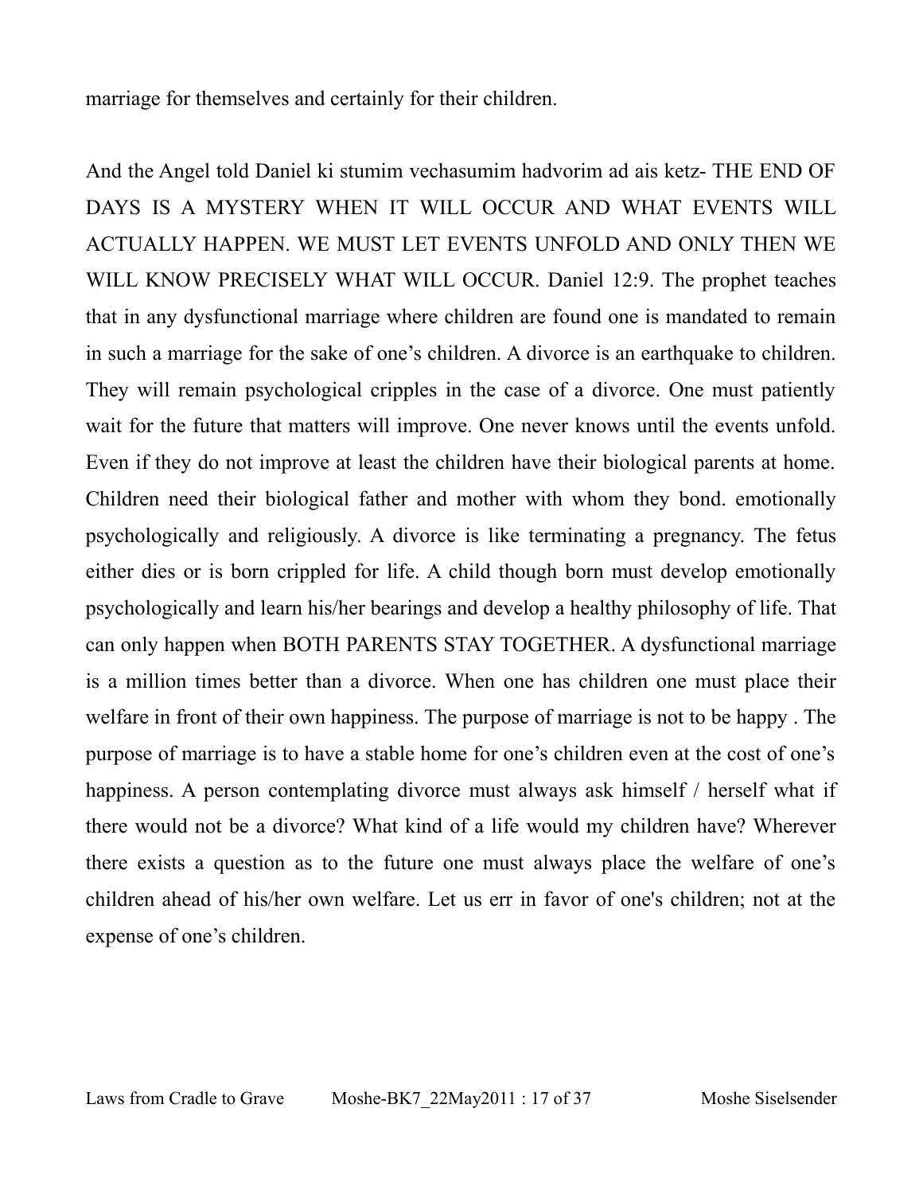marriage for themselves and certainly for their children.

And the Angel told Daniel ki stumim vechasumim hadvorim ad ais ketz- THE END OF DAYS IS A MYSTERY WHEN IT WILL OCCUR AND WHAT EVENTS WILL ACTUALLY HAPPEN. WE MUST LET EVENTS UNFOLD AND ONLY THEN WE WILL KNOW PRECISELY WHAT WILL OCCUR. Daniel 12:9. The prophet teaches that in any dysfunctional marriage where children are found one is mandated to remain in such a marriage for the sake of one's children. A divorce is an earthquake to children. They will remain psychological cripples in the case of a divorce. One must patiently wait for the future that matters will improve. One never knows until the events unfold. Even if they do not improve at least the children have their biological parents at home. Children need their biological father and mother with whom they bond. emotionally psychologically and religiously. A divorce is like terminating a pregnancy. The fetus either dies or is born crippled for life. A child though born must develop emotionally psychologically and learn his/her bearings and develop a healthy philosophy of life. That can only happen when BOTH PARENTS STAY TOGETHER. A dysfunctional marriage is a million times better than a divorce. When one has children one must place their welfare in front of their own happiness. The purpose of marriage is not to be happy . The purpose of marriage is to have a stable home for one's children even at the cost of one's happiness. A person contemplating divorce must always ask himself / herself what if there would not be a divorce? What kind of a life would my children have? Wherever there exists a question as to the future one must always place the welfare of one's children ahead of his/her own welfare. Let us err in favor of one's children; not at the expense of one's children.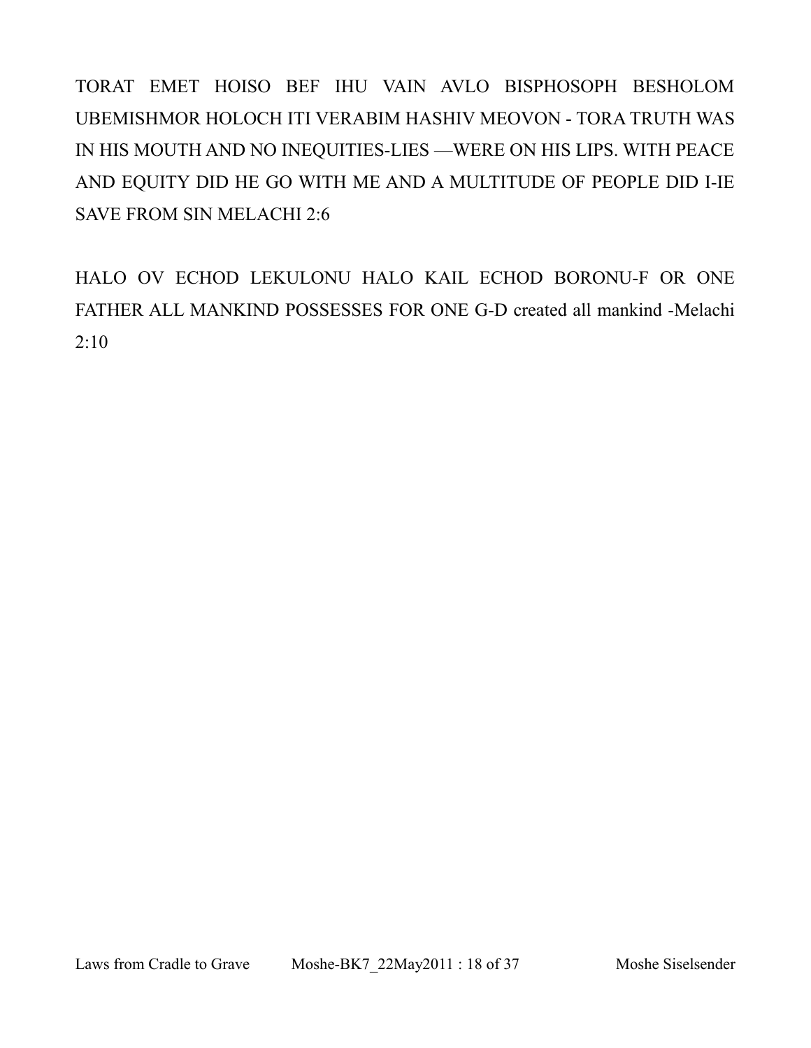TORAT EMET HOISO BEF IHU VAIN AVLO BISPHOSOPH BESHOLOM UBEMISHMOR HOLOCH ITI VERABIM HASHIV MEOVON - TORA TRUTH WAS IN HIS MOUTH AND NO INEQUITIES-LIES —WERE ON HIS LIPS. WITH PEACE AND EQUITY DID HE GO WITH ME AND A MULTITUDE OF PEOPLE DID I-IE SAVE FROM SIN MELACHI 2:6

HALO OV ECHOD LEKULONU HALO KAIL ECHOD BORONU-F OR ONE FATHER ALL MANKIND POSSESSES FOR ONE G-D created all mankind -Melachi 2:10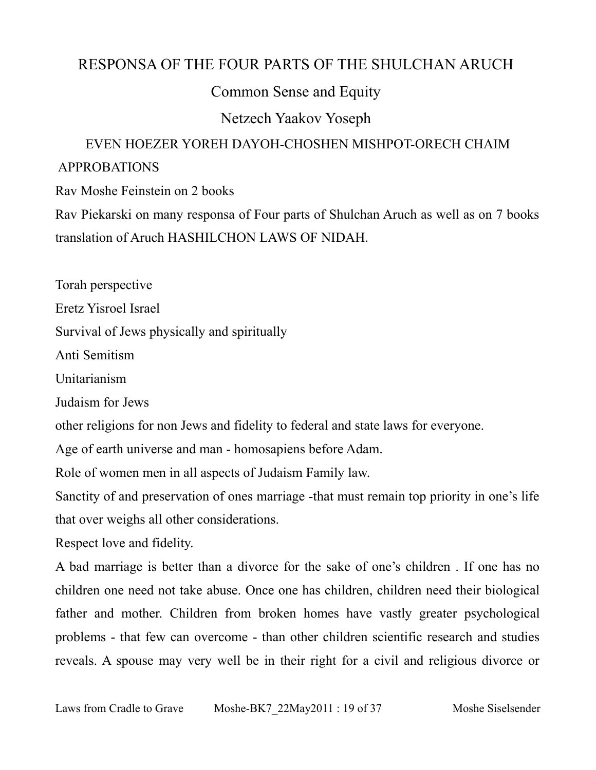# RESPONSA OF THE FOUR PARTS OF THE SHULCHAN ARUCH

## Common Sense and Equity

## Netzech Yaakov Yoseph

### EVEN HOEZER YOREH DAYOH-CHOSHEN MISHPOT-ORECH CHAIM

APPROBATIONS

Rav Moshe Feinstein on 2 books

Rav Piekarski on many responsa of Four parts of Shulchan Aruch as well as on 7 books translation of Aruch HASHILCHON LAWS OF NIDAH.

Torah perspective

Eretz Yisroel Israel

Survival of Jews physically and spiritually

Anti Semitism

Unitarianism

Judaism for Jews

other religions for non Jews and fidelity to federal and state laws for everyone.

Age of earth universe and man - homosapiens before Adam.

Role of women men in all aspects of Judaism Family law.

Sanctity of and preservation of ones marriage -that must remain top priority in one's life that over weighs all other considerations.

Respect love and fidelity.

A bad marriage is better than a divorce for the sake of one's children . If one has no children one need not take abuse. Once one has children, children need their biological father and mother. Children from broken homes have vastly greater psychological problems - that few can overcome - than other children scientific research and studies reveals. A spouse may very well be in their right for a civil and religious divorce or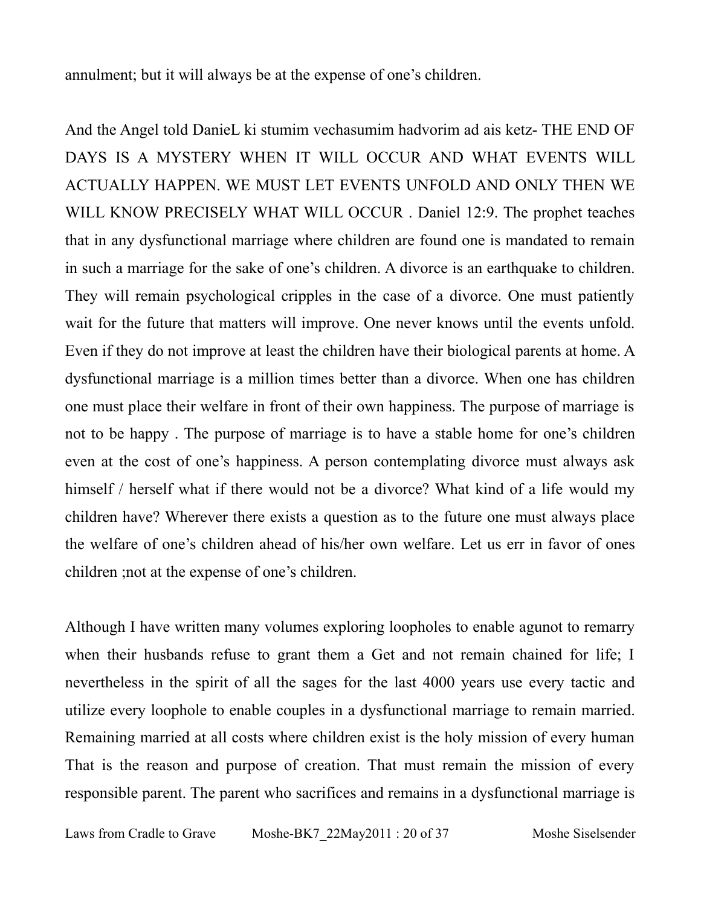annulment; but it will always be at the expense of one's children.

And the Angel told DanieL ki stumim vechasumim hadvorim ad ais ketz- THE END OF DAYS IS A MYSTERY WHEN IT WILL OCCUR AND WHAT EVENTS WILL ACTUALLY HAPPEN. WE MUST LET EVENTS UNFOLD AND ONLY THEN WE WILL KNOW PRECISELY WHAT WILL OCCUR . Daniel 12:9. The prophet teaches that in any dysfunctional marriage where children are found one is mandated to remain in such a marriage for the sake of one's children. A divorce is an earthquake to children. They will remain psychological cripples in the case of a divorce. One must patiently wait for the future that matters will improve. One never knows until the events unfold. Even if they do not improve at least the children have their biological parents at home. A dysfunctional marriage is a million times better than a divorce. When one has children one must place their welfare in front of their own happiness. The purpose of marriage is not to be happy . The purpose of marriage is to have a stable home for one's children even at the cost of one's happiness. A person contemplating divorce must always ask himself / herself what if there would not be a divorce? What kind of a life would my children have? Wherever there exists a question as to the future one must always place the welfare of one's children ahead of his/her own welfare. Let us err in favor of ones children ;not at the expense of one's children.

Although I have written many volumes exploring loopholes to enable agunot to remarry when their husbands refuse to grant them a Get and not remain chained for life; I nevertheless in the spirit of all the sages for the last 4000 years use every tactic and utilize every loophole to enable couples in a dysfunctional marriage to remain married. Remaining married at all costs where children exist is the holy mission of every human That is the reason and purpose of creation. That must remain the mission of every responsible parent. The parent who sacrifices and remains in a dysfunctional marriage is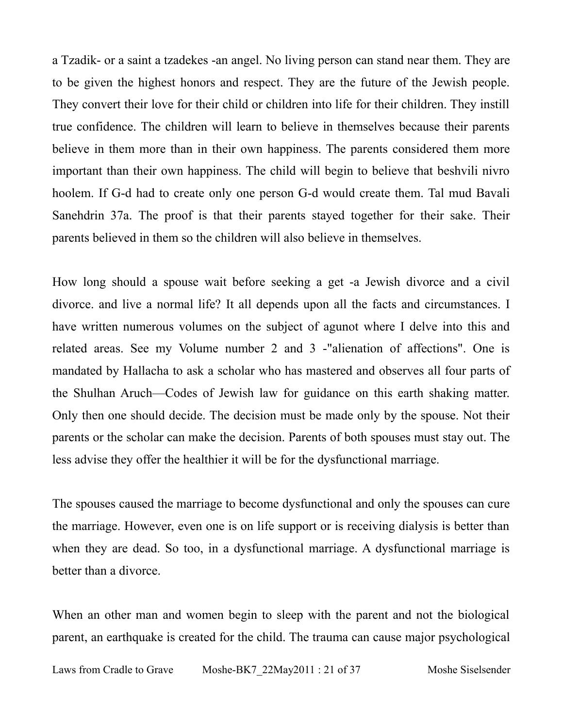a Tzadik- or a saint a tzadekes -an angel. No living person can stand near them. They are to be given the highest honors and respect. They are the future of the Jewish people. They convert their love for their child or children into life for their children. They instill true confidence. The children will learn to believe in themselves because their parents believe in them more than in their own happiness. The parents considered them more important than their own happiness. The child will begin to believe that beshvili nivro hoolem. If G-d had to create only one person G-d would create them. Tal mud Bavali Sanehdrin 37a. The proof is that their parents stayed together for their sake. Their parents believed in them so the children will also believe in themselves.

How long should a spouse wait before seeking a get -a Jewish divorce and a civil divorce. and live a normal life? It all depends upon all the facts and circumstances. I have written numerous volumes on the subject of agunot where I delve into this and related areas. See my Volume number 2 and 3 -"alienation of affections". One is mandated by Hallacha to ask a scholar who has mastered and observes all four parts of the Shulhan Aruch—Codes of Jewish law for guidance on this earth shaking matter. Only then one should decide. The decision must be made only by the spouse. Not their parents or the scholar can make the decision. Parents of both spouses must stay out. The less advise they offer the healthier it will be for the dysfunctional marriage.

The spouses caused the marriage to become dysfunctional and only the spouses can cure the marriage. However, even one is on life support or is receiving dialysis is better than when they are dead. So too, in a dysfunctional marriage. A dysfunctional marriage is better than a divorce.

When an other man and women begin to sleep with the parent and not the biological parent, an earthquake is created for the child. The trauma can cause major psychological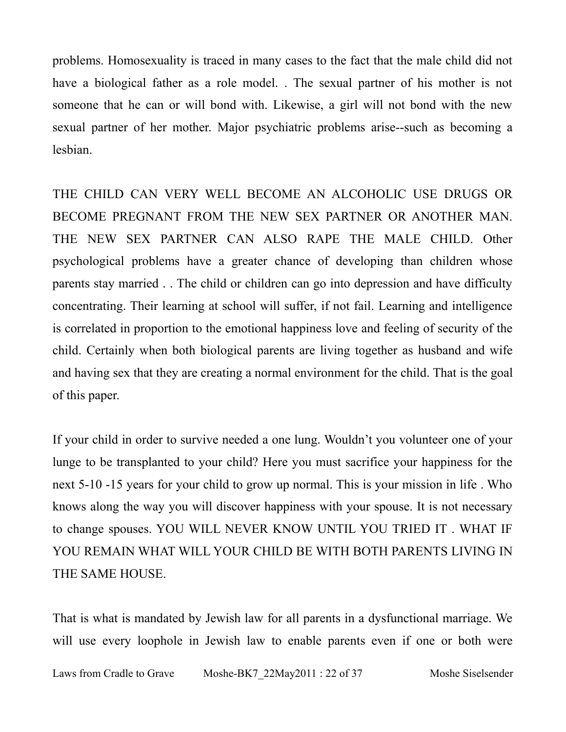problems. Homosexuality is traced in many cases to the fact that the male child did not have a biological father as a role model. . The sexual partner of his mother is not someone that he can or will bond with. Likewise, a girl will not bond with the new sexual partner of her mother. Major psychiatric problems arise--such as becoming a lesbian.

THE CHILD CAN VERY WELL BECOME AN ALCOHOLIC USE DRUGS OR BECOME PREGNANT FROM THE NEW SEX PARTNER OR ANOTHER MAN. THE NEW SEX PARTNER CAN ALSO RAPE THE MALE CHILD. Other psychological problems have a greater chance of developing than children whose parents stay married . . The child or children can go into depression and have difficulty concentrating. Their learning at school will suffer, if not fail. Learning and intelligence is correlated in proportion to the emotional happiness love and feeling of security of the child. Certainly when both biological parents are living together as husband and wife and having sex that they are creating a normal environment for the child. That is the goal of this paper.

If your child in order to survive needed a one lung. Wouldn't you volunteer one of your lunge to be transplanted to your child? Here you must sacrifice your happiness for the next 5-10 -15 years for your child to grow up normal. This is your mission in life . Who knows along the way you will discover happiness with your spouse. It is not necessary to change spouses. YOU WILL NEVER KNOW UNTIL YOU TRIED IT . WHAT IF YOU REMAIN WHAT WILL YOUR CHILD BE WITH BOTH PARENTS LIVING IN THE SAME HOUSE.

That is what is mandated by Jewish law for all parents in a dysfunctional marriage. We will use every loophole in Jewish law to enable parents even if one or both were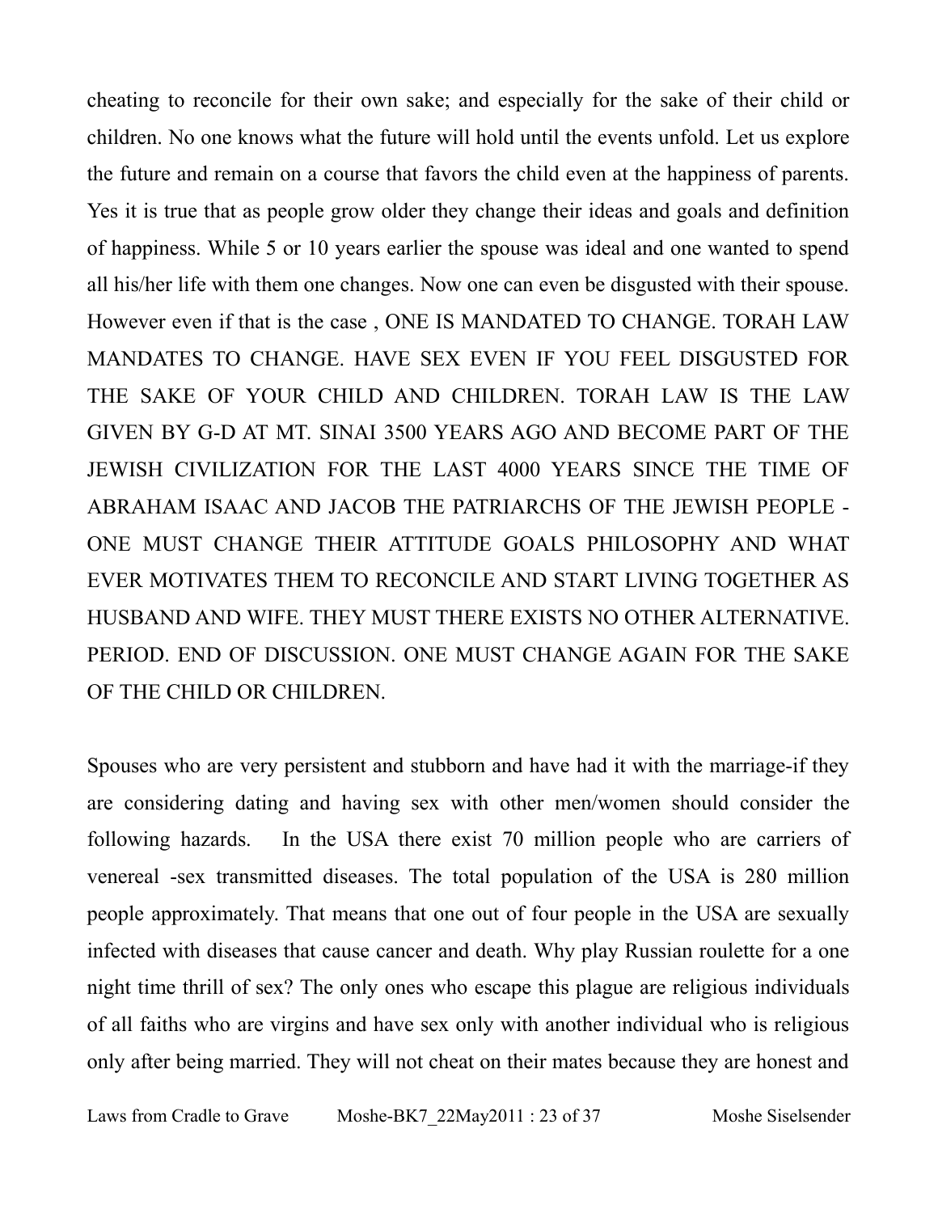cheating to reconcile for their own sake; and especially for the sake of their child or children. No one knows what the future will hold until the events unfold. Let us explore the future and remain on a course that favors the child even at the happiness of parents. Yes it is true that as people grow older they change their ideas and goals and definition of happiness. While 5 or 10 years earlier the spouse was ideal and one wanted to spend all his/her life with them one changes. Now one can even be disgusted with their spouse. However even if that is the case , ONE IS MANDATED TO CHANGE. TORAH LAW MANDATES TO CHANGE. HAVE SEX EVEN IF YOU FEEL DISGUSTED FOR THE SAKE OF YOUR CHILD AND CHILDREN. TORAH LAW IS THE LAW GIVEN BY G-D AT MT. SINAI 3500 YEARS AGO AND BECOME PART OF THE JEWISH CIVILIZATION FOR THE LAST 4000 YEARS SINCE THE TIME OF ABRAHAM ISAAC AND JACOB THE PATRIARCHS OF THE JEWISH PEOPLE - ONE MUST CHANGE THEIR ATTITUDE GOALS PHILOSOPHY AND WHAT EVER MOTIVATES THEM TO RECONCILE AND START LIVING TOGETHER AS HUSBAND AND WIFE. THEY MUST THERE EXISTS NO OTHER ALTERNATIVE. PERIOD. END OF DISCUSSION. ONE MUST CHANGE AGAIN FOR THE SAKE OF THE CHILD OR CHILDREN.

Spouses who are very persistent and stubborn and have had it with the marriage-if they are considering dating and having sex with other men/women should consider the following hazards. In the USA there exist 70 million people who are carriers of venereal -sex transmitted diseases. The total population of the USA is 280 million people approximately. That means that one out of four people in the USA are sexually infected with diseases that cause cancer and death. Why play Russian roulette for a one night time thrill of sex? The only ones who escape this plague are religious individuals of all faiths who are virgins and have sex only with another individual who is religious only after being married. They will not cheat on their mates because they are honest and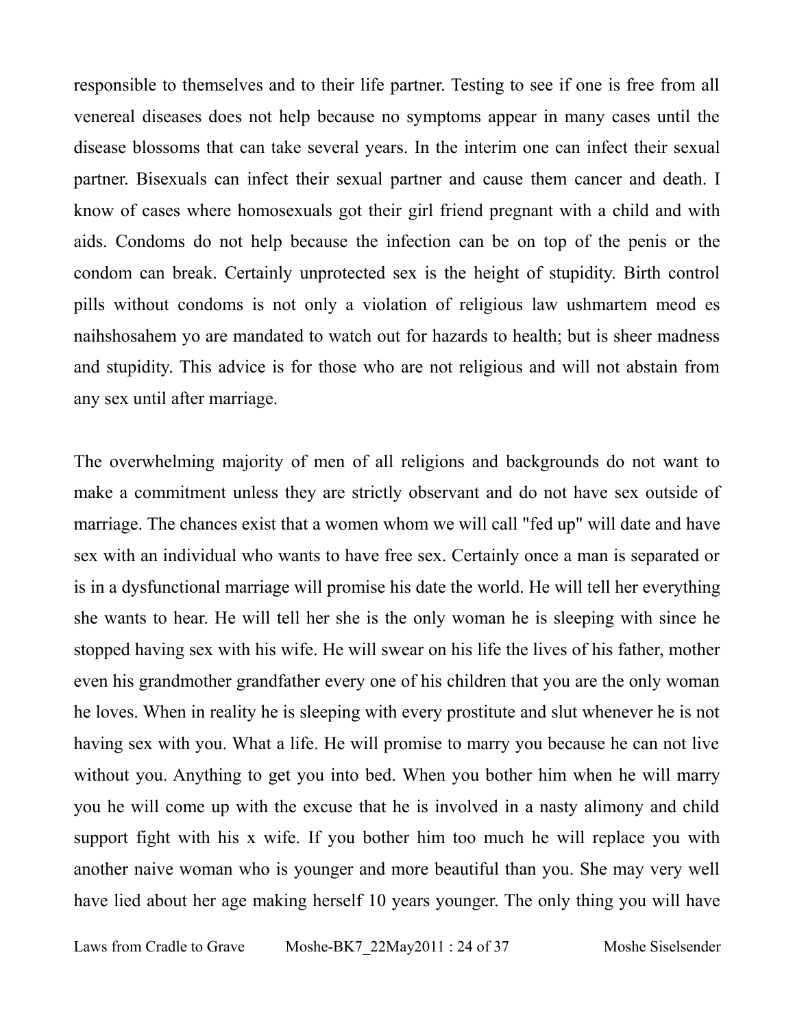responsible to themselves and to their life partner. Testing to see if one is free from all venereal diseases does not help because no symptoms appear in many cases until the disease blossoms that can take several years. In the interim one can infect their sexual partner. Bisexuals can infect their sexual partner and cause them cancer and death. I know of cases where homosexuals got their girl friend pregnant with a child and with aids. Condoms do not help because the infection can be on top of the penis or the condom can break. Certainly unprotected sex is the height of stupidity. Birth control pills without condoms is not only a violation of religious law ushmartem meod es naihshosahem yo are mandated to watch out for hazards to health; but is sheer madness and stupidity. This advice is for those who are not religious and will not abstain from any sex until after marriage.

The overwhelming majority of men of all religions and backgrounds do not want to make a commitment unless they are strictly observant and do not have sex outside of marriage. The chances exist that a women whom we will call "fed up" will date and have sex with an individual who wants to have free sex. Certainly once a man is separated or is in a dysfunctional marriage will promise his date the world. He will tell her everything she wants to hear. He will tell her she is the only woman he is sleeping with since he stopped having sex with his wife. He will swear on his life the lives of his father, mother even his grandmother grandfather every one of his children that you are the only woman he loves. When in reality he is sleeping with every prostitute and slut whenever he is not having sex with you. What a life. He will promise to marry you because he can not live without you. Anything to get you into bed. When you bother him when he will marry you he will come up with the excuse that he is involved in a nasty alimony and child support fight with his x wife. If you bother him too much he will replace you with another naive woman who is younger and more beautiful than you. She may very well have lied about her age making herself 10 years younger. The only thing you will have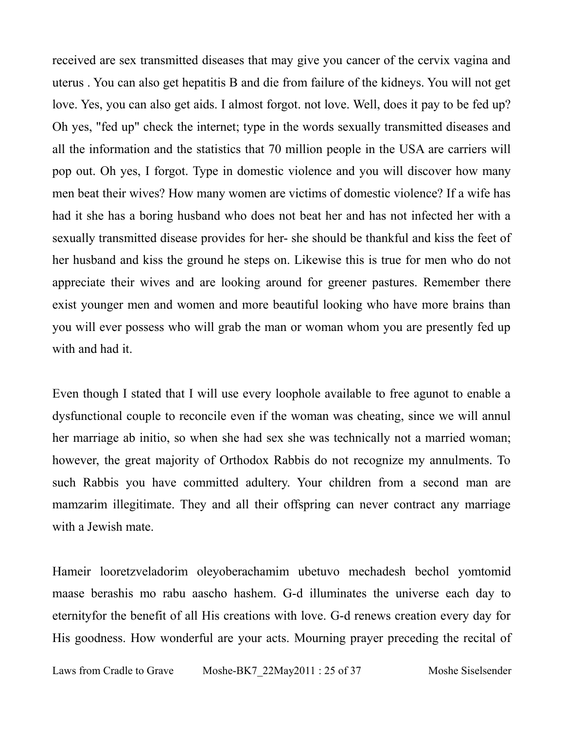received are sex transmitted diseases that may give you cancer of the cervix vagina and uterus . You can also get hepatitis B and die from failure of the kidneys. You will not get love. Yes, you can also get aids. I almost forgot. not love. Well, does it pay to be fed up? Oh yes, "fed up" check the internet; type in the words sexually transmitted diseases and all the information and the statistics that 70 million people in the USA are carriers will pop out. Oh yes, I forgot. Type in domestic violence and you will discover how many men beat their wives? How many women are victims of domestic violence? If a wife has had it she has a boring husband who does not beat her and has not infected her with a sexually transmitted disease provides for her- she should be thankful and kiss the feet of her husband and kiss the ground he steps on. Likewise this is true for men who do not appreciate their wives and are looking around for greener pastures. Remember there exist younger men and women and more beautiful looking who have more brains than you will ever possess who will grab the man or woman whom you are presently fed up with and had it.

Even though I stated that I will use every loophole available to free agunot to enable a dysfunctional couple to reconcile even if the woman was cheating, since we will annul her marriage ab initio, so when she had sex she was technically not a married woman; however, the great majority of Orthodox Rabbis do not recognize my annulments. To such Rabbis you have committed adultery. Your children from a second man are mamzarim illegitimate. They and all their offspring can never contract any marriage with a Jewish mate.

Hameir looretzveladorim oleyoberachamim ubetuvo mechadesh bechol yomtomid maase berashis mo rabu aascho hashem. G-d illuminates the universe each day to eternityfor the benefit of all His creations with love. G-d renews creation every day for His goodness. How wonderful are your acts. Mourning prayer preceding the recital of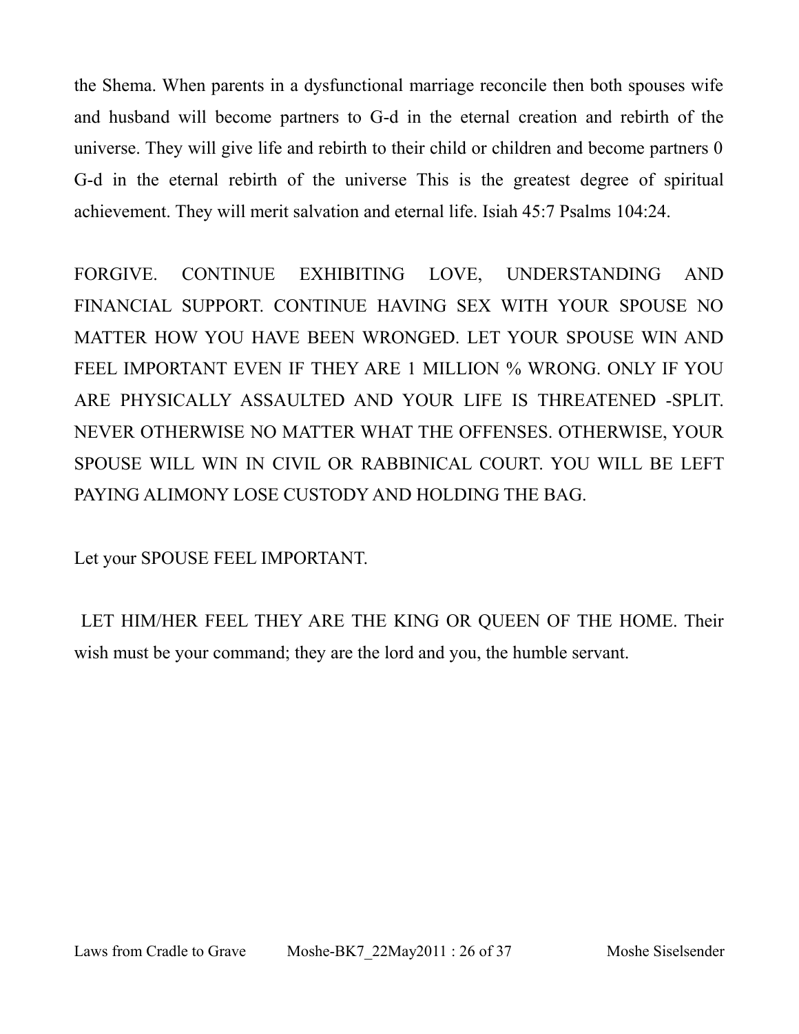the Shema. When parents in a dysfunctional marriage reconcile then both spouses wife and husband will become partners to G-d in the eternal creation and rebirth of the universe. They will give life and rebirth to their child or children and become partners 0 G-d in the eternal rebirth of the universe This is the greatest degree of spiritual achievement. They will merit salvation and eternal life. Isiah 45:7 Psalms 104:24.

FORGIVE. CONTINUE EXHIBITING LOVE, UNDERSTANDING AND FINANCIAL SUPPORT. CONTINUE HAVING SEX WITH YOUR SPOUSE NO MATTER HOW YOU HAVE BEEN WRONGED. LET YOUR SPOUSE WIN AND FEEL IMPORTANT EVEN IF THEY ARE 1 MILLION % WRONG. ONLY IF YOU ARE PHYSICALLY ASSAULTED AND YOUR LIFE IS THREATENED -SPLIT. NEVER OTHERWISE NO MATTER WHAT THE OFFENSES. OTHERWISE, YOUR SPOUSE WILL WIN IN CIVIL OR RABBINICAL COURT. YOU WILL BE LEFT PAYING ALIMONY LOSE CUSTODY AND HOLDING THE BAG.

Let your SPOUSE FEEL IMPORTANT.

LET HIM/HER FEEL THEY ARE THE KING OR QUEEN OF THE HOME. Their wish must be your command; they are the lord and you, the humble servant.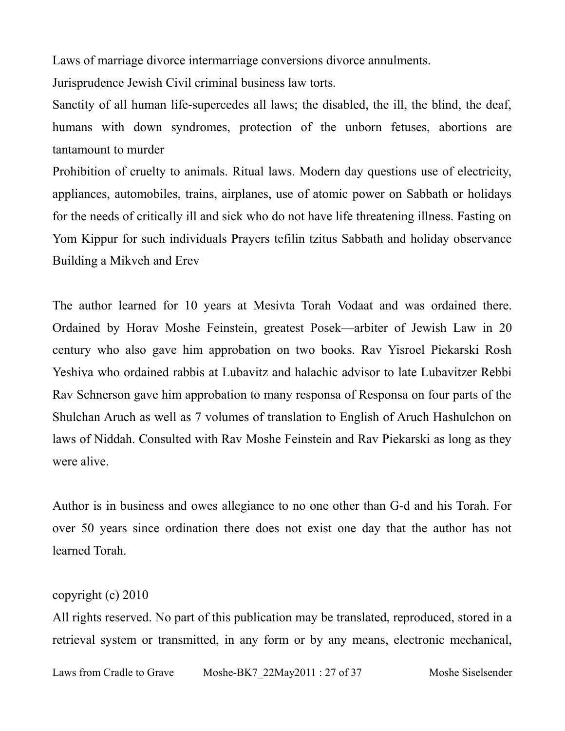Laws of marriage divorce intermarriage conversions divorce annulments.

Jurisprudence Jewish Civil criminal business law torts.

Sanctity of all human life-supercedes all laws; the disabled, the ill, the blind, the deaf, humans with down syndromes, protection of the unborn fetuses, abortions are tantamount to murder

Prohibition of cruelty to animals. Ritual laws. Modern day questions use of electricity, appliances, automobiles, trains, airplanes, use of atomic power on Sabbath or holidays for the needs of critically ill and sick who do not have life threatening illness. Fasting on Yom Kippur for such individuals Prayers tefilin tzitus Sabbath and holiday observance Building a Mikveh and Erev

The author learned for 10 years at Mesivta Torah Vodaat and was ordained there. Ordained by Horav Moshe Feinstein, greatest Posek—arbiter of Jewish Law in 20 century who also gave him approbation on two books. Rav Yisroel Piekarski Rosh Yeshiva who ordained rabbis at Lubavitz and halachic advisor to late Lubavitzer Rebbi Rav Schnerson gave him approbation to many responsa of Responsa on four parts of the Shulchan Aruch as well as 7 volumes of translation to English of Aruch Hashulchon on laws of Niddah. Consulted with Rav Moshe Feinstein and Rav Piekarski as long as they were alive.

Author is in business and owes allegiance to no one other than G-d and his Torah. For over 50 years since ordination there does not exist one day that the author has not learned Torah.

copyright (c) 2010

All rights reserved. No part of this publication may be translated, reproduced, stored in a retrieval system or transmitted, in any form or by any means, electronic mechanical,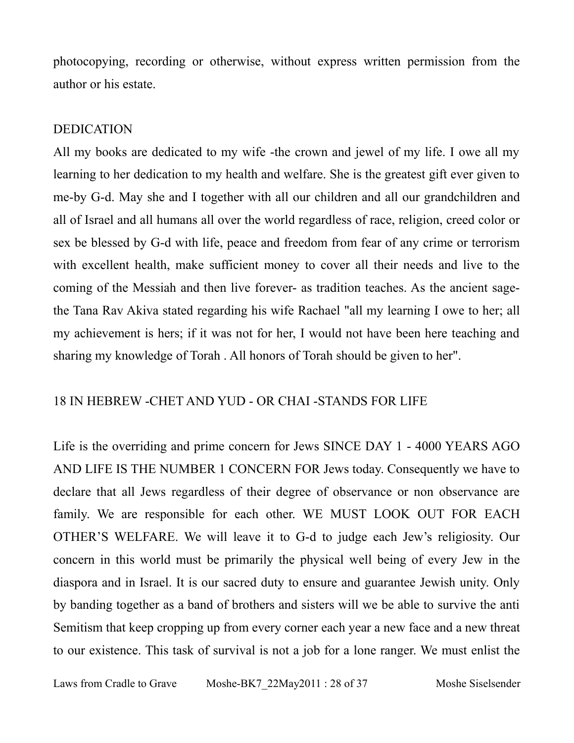photocopying, recording or otherwise, without express written permission from the author or his estate.

## DEDICATION

All my books are dedicated to my wife -the crown and jewel of my life. I owe all my learning to her dedication to my health and welfare. She is the greatest gift ever given to me-by G-d. May she and I together with all our children and all our grandchildren and all of Israel and all humans all over the world regardless of race, religion, creed color or sex be blessed by G-d with life, peace and freedom from fear of any crime or terrorism with excellent health, make sufficient money to cover all their needs and live to the coming of the Messiah and then live forever- as tradition teaches. As the ancient sage-the Tana Rav Akiva stated regarding his wife Rachael "all my learning I owe to her; all my achievement is hers; if it was not for her, I would not have been here teaching and sharing my knowledge of Torah . All honors of Torah should be given to her".

## 18 IN HEBREW -CHET AND YUD - OR CHAI -STANDS FOR LIFE

Life is the overriding and prime concern for Jews SINCE DAY 1 - 4000 YEARS AGO AND LIFE IS THE NUMBER 1 CONCERN FOR Jews today. Consequently we have to declare that all Jews regardless of their degree of observance or non observance are family. We are responsible for each other. WE MUST LOOK OUT FOR EACH OTHER'S WELFARE. We will leave it to G-d to judge each Jew's religiosity. Our concern in this world must be primarily the physical well being of every Jew in the diaspora and in Israel. It is our sacred duty to ensure and guarantee Jewish unity. Only by banding together as a band of brothers and sisters will we be able to survive the anti Semitism that keep cropping up from every corner each year a new face and a new threat to our existence. This task of survival is not a job for a lone ranger. We must enlist the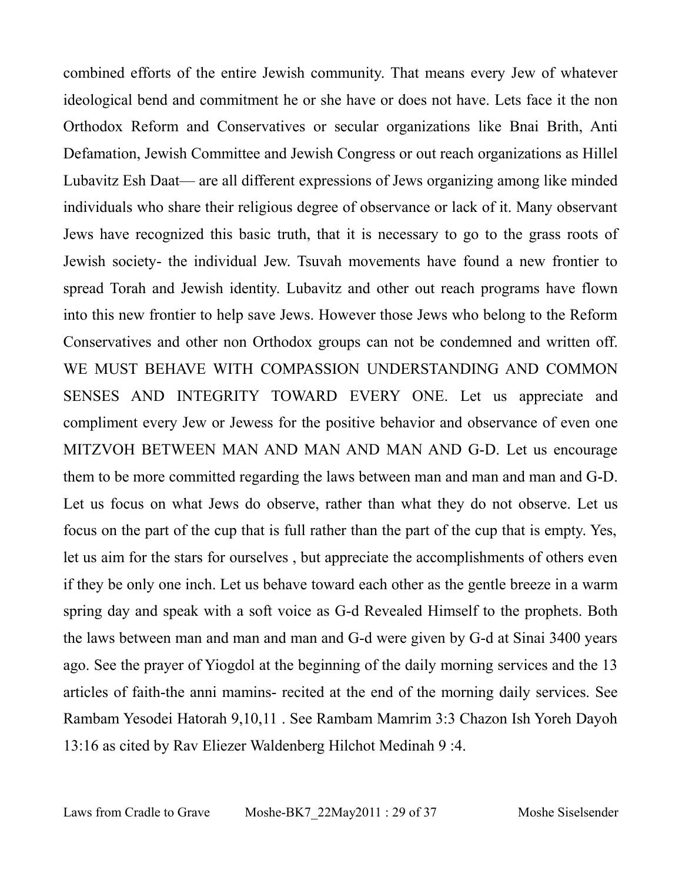combined efforts of the entire Jewish community. That means every Jew of whatever ideological bend and commitment he or she have or does not have. Lets face it the non Orthodox Reform and Conservatives or secular organizations like Bnai Brith, Anti Defamation, Jewish Committee and Jewish Congress or out reach organizations as Hillel Lubavitz Esh Daat— are all different expressions of Jews organizing among like minded individuals who share their religious degree of observance or lack of it. Many observant Jews have recognized this basic truth, that it is necessary to go to the grass roots of Jewish society- the individual Jew. Tsuvah movements have found a new frontier to spread Torah and Jewish identity. Lubavitz and other out reach programs have flown into this new frontier to help save Jews. However those Jews who belong to the Reform Conservatives and other non Orthodox groups can not be condemned and written off. WE MUST BEHAVE WITH COMPASSION UNDERSTANDING AND COMMON SENSES AND INTEGRITY TOWARD EVERY ONE. Let us appreciate and compliment every Jew or Jewess for the positive behavior and observance of even one MITZVOH BETWEEN MAN AND MAN AND MAN AND G-D. Let us encourage them to be more committed regarding the laws between man and man and man and G-D. Let us focus on what Jews do observe, rather than what they do not observe. Let us focus on the part of the cup that is full rather than the part of the cup that is empty. Yes, let us aim for the stars for ourselves , but appreciate the accomplishments of others even if they be only one inch. Let us behave toward each other as the gentle breeze in a warm spring day and speak with a soft voice as G-d Revealed Himself to the prophets. Both the laws between man and man and man and G-d were given by G-d at Sinai 3400 years ago. See the prayer of Yiogdol at the beginning of the daily morning services and the 13 articles of faith-the anni mamins- recited at the end of the morning daily services. See Rambam Yesodei Hatorah 9,10,11 . See Rambam Mamrim 3:3 Chazon Ish Yoreh Dayoh 13:16 as cited by Rav Eliezer Waldenberg Hilchot Medinah 9 :4.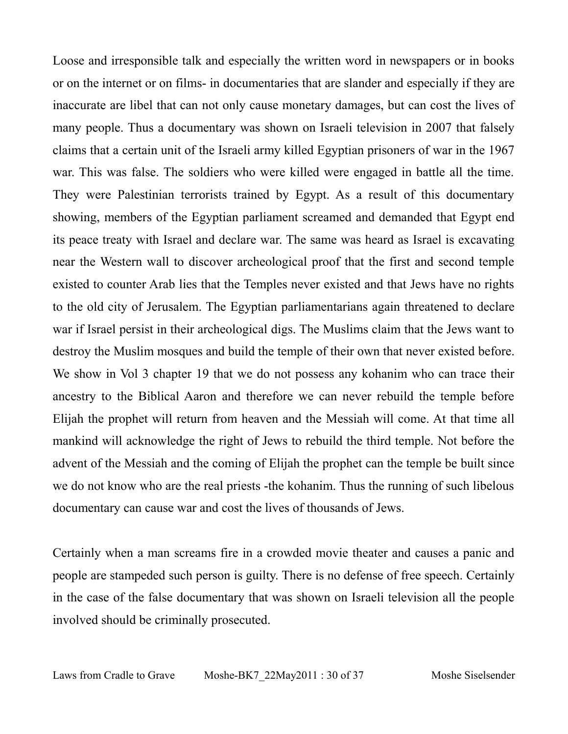Loose and irresponsible talk and especially the written word in newspapers or in books or on the internet or on films- in documentaries that are slander and especially if they are inaccurate are libel that can not only cause monetary damages, but can cost the lives of many people. Thus a documentary was shown on Israeli television in 2007 that falsely claims that a certain unit of the Israeli army killed Egyptian prisoners of war in the 1967 war. This was false. The soldiers who were killed were engaged in battle all the time. They were Palestinian terrorists trained by Egypt. As a result of this documentary showing, members of the Egyptian parliament screamed and demanded that Egypt end its peace treaty with Israel and declare war. The same was heard as Israel is excavating near the Western wall to discover archeological proof that the first and second temple existed to counter Arab lies that the Temples never existed and that Jews have no rights to the old city of Jerusalem. The Egyptian parliamentarians again threatened to declare war if Israel persist in their archeological digs. The Muslims claim that the Jews want to destroy the Muslim mosques and build the temple of their own that never existed before. We show in Vol 3 chapter 19 that we do not possess any kohanim who can trace their ancestry to the Biblical Aaron and therefore we can never rebuild the temple before Elijah the prophet will return from heaven and the Messiah will come. At that time all mankind will acknowledge the right of Jews to rebuild the third temple. Not before the advent of the Messiah and the coming of Elijah the prophet can the temple be built since we do not know who are the real priests -the kohanim. Thus the running of such libelous documentary can cause war and cost the lives of thousands of Jews.

Certainly when a man screams fire in a crowded movie theater and causes a panic and people are stampeded such person is guilty. There is no defense of free speech. Certainly in the case of the false documentary that was shown on Israeli television all the people involved should be criminally prosecuted.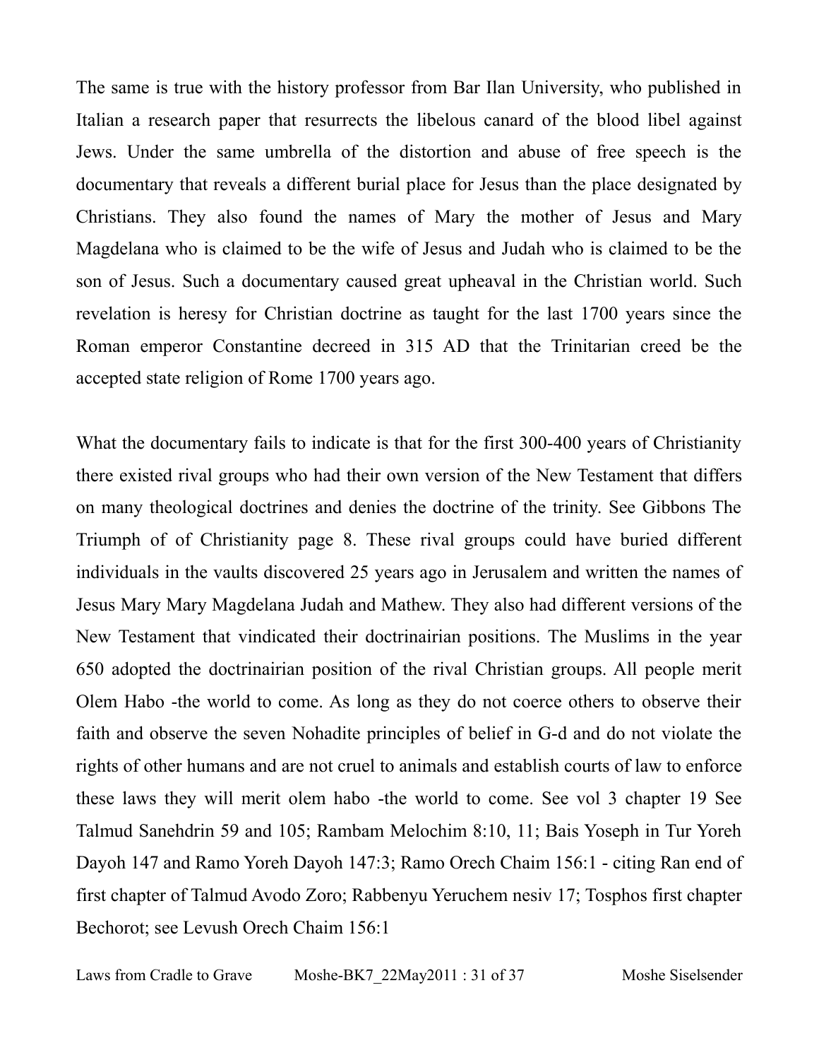The same is true with the history professor from Bar Ilan University, who published in Italian a research paper that resurrects the libelous canard of the blood libel against Jews. Under the same umbrella of the distortion and abuse of free speech is the documentary that reveals a different burial place for Jesus than the place designated by Christians. They also found the names of Mary the mother of Jesus and Mary Magdelana who is claimed to be the wife of Jesus and Judah who is claimed to be the son of Jesus. Such a documentary caused great upheaval in the Christian world. Such revelation is heresy for Christian doctrine as taught for the last 1700 years since the Roman emperor Constantine decreed in 315 AD that the Trinitarian creed be the accepted state religion of Rome 1700 years ago.

What the documentary fails to indicate is that for the first 300-400 years of Christianity there existed rival groups who had their own version of the New Testament that differs on many theological doctrines and denies the doctrine of the trinity. See Gibbons The Triumph of of Christianity page 8. These rival groups could have buried different individuals in the vaults discovered 25 years ago in Jerusalem and written the names of Jesus Mary Mary Magdelana Judah and Mathew. They also had different versions of the New Testament that vindicated their doctrinairian positions. The Muslims in the year 650 adopted the doctrinairian position of the rival Christian groups. All people merit Olem Habo -the world to come. As long as they do not coerce others to observe their faith and observe the seven Nohadite principles of belief in G-d and do not violate the rights of other humans and are not cruel to animals and establish courts of law to enforce these laws they will merit olem habo -the world to come. See vol 3 chapter 19 See Talmud Sanehdrin 59 and 105; Rambam Melochim 8:10, 11; Bais Yoseph in Tur Yoreh Dayoh 147 and Ramo Yoreh Dayoh 147:3; Ramo Orech Chaim 156:1 - citing Ran end of first chapter of Talmud Avodo Zoro; Rabbenyu Yeruchem nesiv 17; Tosphos first chapter Bechorot; see Levush Orech Chaim 156:1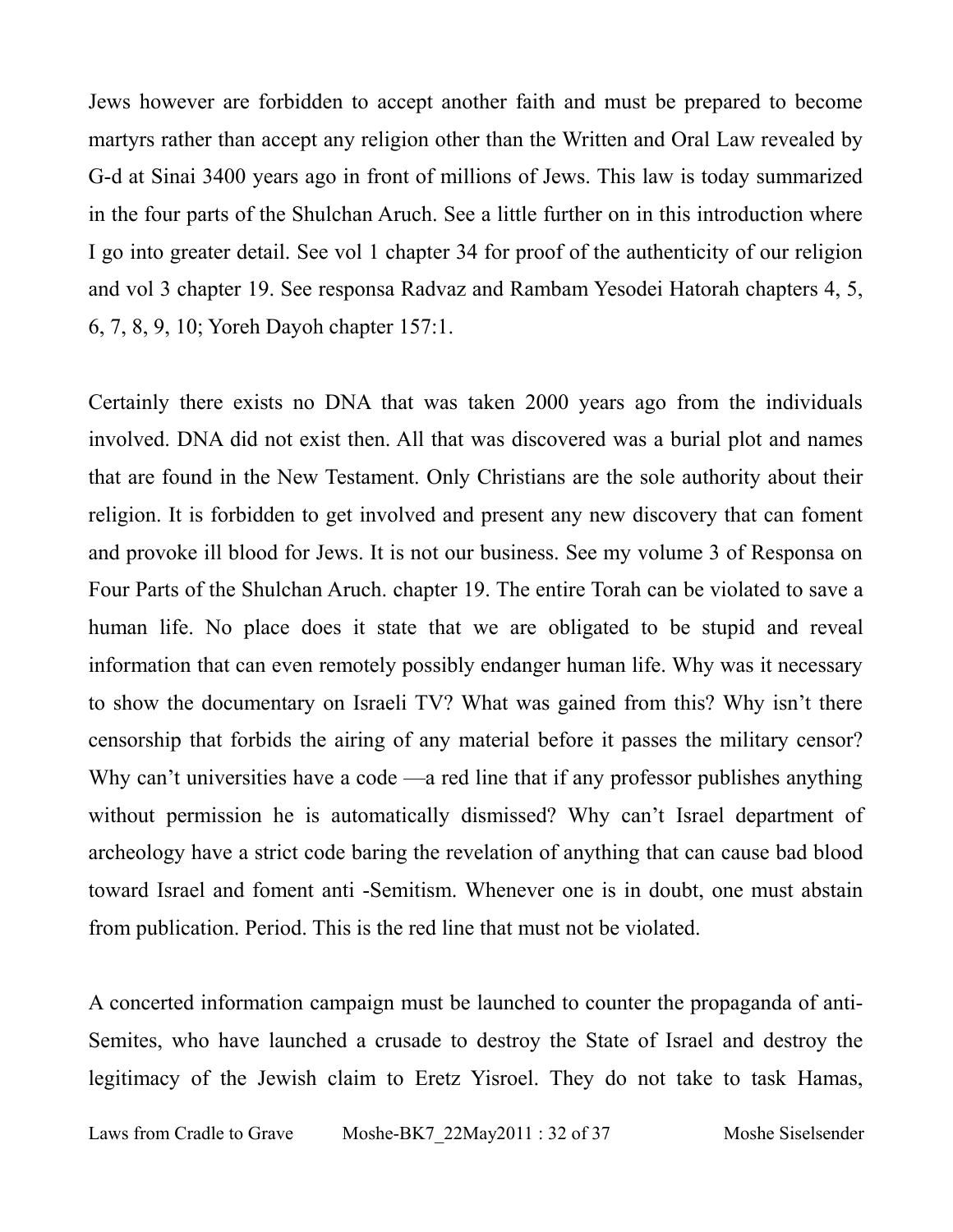Jews however are forbidden to accept another faith and must be prepared to become martyrs rather than accept any religion other than the Written and Oral Law revealed by G-d at Sinai 3400 years ago in front of millions of Jews. This law is today summarized in the four parts of the Shulchan Aruch. See a little further on in this introduction where I go into greater detail. See vol 1 chapter 34 for proof of the authenticity of our religion and vol 3 chapter 19. See responsa Radvaz and Rambam Yesodei Hatorah chapters 4, 5, 6, 7, 8, 9, 10; Yoreh Dayoh chapter 157:1.

Certainly there exists no DNA that was taken 2000 years ago from the individuals involved. DNA did not exist then. All that was discovered was a burial plot and names that are found in the New Testament. Only Christians are the sole authority about their religion. It is forbidden to get involved and present any new discovery that can foment and provoke ill blood for Jews. It is not our business. See my volume 3 of Responsa on Four Parts of the Shulchan Aruch. chapter 19. The entire Torah can be violated to save a human life. No place does it state that we are obligated to be stupid and reveal information that can even remotely possibly endanger human life. Why was it necessary to show the documentary on Israeli TV? What was gained from this? Why isn't there censorship that forbids the airing of any material before it passes the military censor? Why can't universities have a code —a red line that if any professor publishes anything without permission he is automatically dismissed? Why can't Israel department of archeology have a strict code baring the revelation of anything that can cause bad blood toward Israel and foment anti -Semitism. Whenever one is in doubt, one must abstain from publication. Period. This is the red line that must not be violated.

A concerted information campaign must be launched to counter the propaganda of anti-Semites, who have launched a crusade to destroy the State of Israel and destroy the legitimacy of the Jewish claim to Eretz Yisroel. They do not take to task Hamas,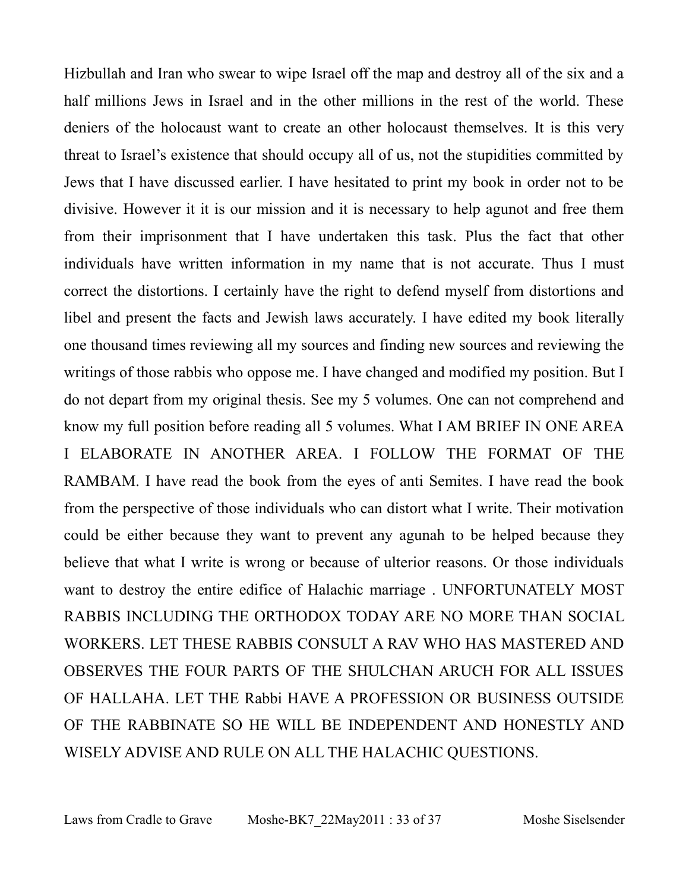Hizbullah and Iran who swear to wipe Israel off the map and destroy all of the six and a half millions Jews in Israel and in the other millions in the rest of the world. These deniers of the holocaust want to create an other holocaust themselves. It is this very threat to Israel's existence that should occupy all of us, not the stupidities committed by Jews that I have discussed earlier. I have hesitated to print my book in order not to be divisive. However it it is our mission and it is necessary to help agunot and free them from their imprisonment that I have undertaken this task. Plus the fact that other individuals have written information in my name that is not accurate. Thus I must correct the distortions. I certainly have the right to defend myself from distortions and libel and present the facts and Jewish laws accurately. I have edited my book literally one thousand times reviewing all my sources and finding new sources and reviewing the writings of those rabbis who oppose me. I have changed and modified my position. But I do not depart from my original thesis. See my 5 volumes. One can not comprehend and know my full position before reading all 5 volumes. What I AM BRIEF IN ONE AREA I ELABORATE IN ANOTHER AREA. I FOLLOW THE FORMAT OF THE RAMBAM. I have read the book from the eyes of anti Semites. I have read the book from the perspective of those individuals who can distort what I write. Their motivation could be either because they want to prevent any agunah to be helped because they believe that what I write is wrong or because of ulterior reasons. Or those individuals want to destroy the entire edifice of Halachic marriage . UNFORTUNATELY MOST RABBIS INCLUDING THE ORTHODOX TODAY ARE NO MORE THAN SOCIAL WORKERS. LET THESE RABBIS CONSULT A RAV WHO HAS MASTERED AND OBSERVES THE FOUR PARTS OF THE SHULCHAN ARUCH FOR ALL ISSUES OF HALLAHA. LET THE Rabbi HAVE A PROFESSION OR BUSINESS OUTSIDE OF THE RABBINATE SO HE WILL BE INDEPENDENT AND HONESTLY AND WISELY ADVISE AND RULE ON ALL THE HALACHIC QUESTIONS.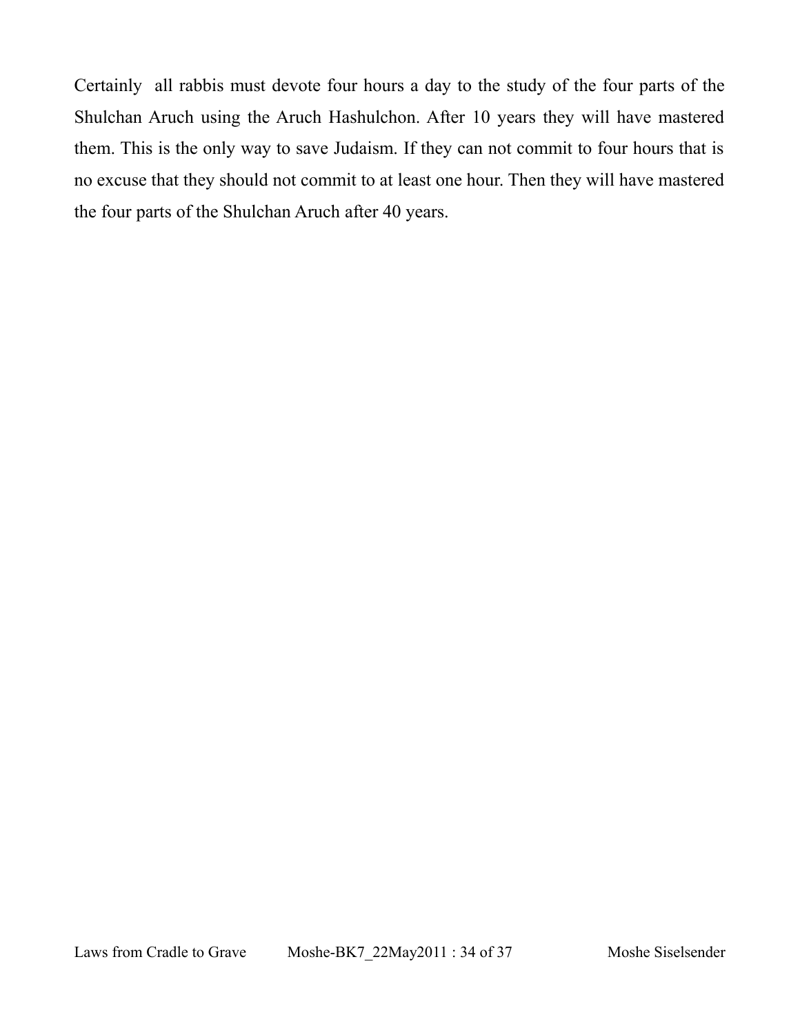Certainly  all rabbis must devote four hours a day to the study of the four parts of the Shulchan Aruch using the Aruch Hashulchon. After 10 years they will have mastered them. This is the only way to save Judaism. If they can not commit to four hours that is no excuse that they should not commit to at least one hour. Then they will have mastered the four parts of the Shulchan Aruch after 40 years.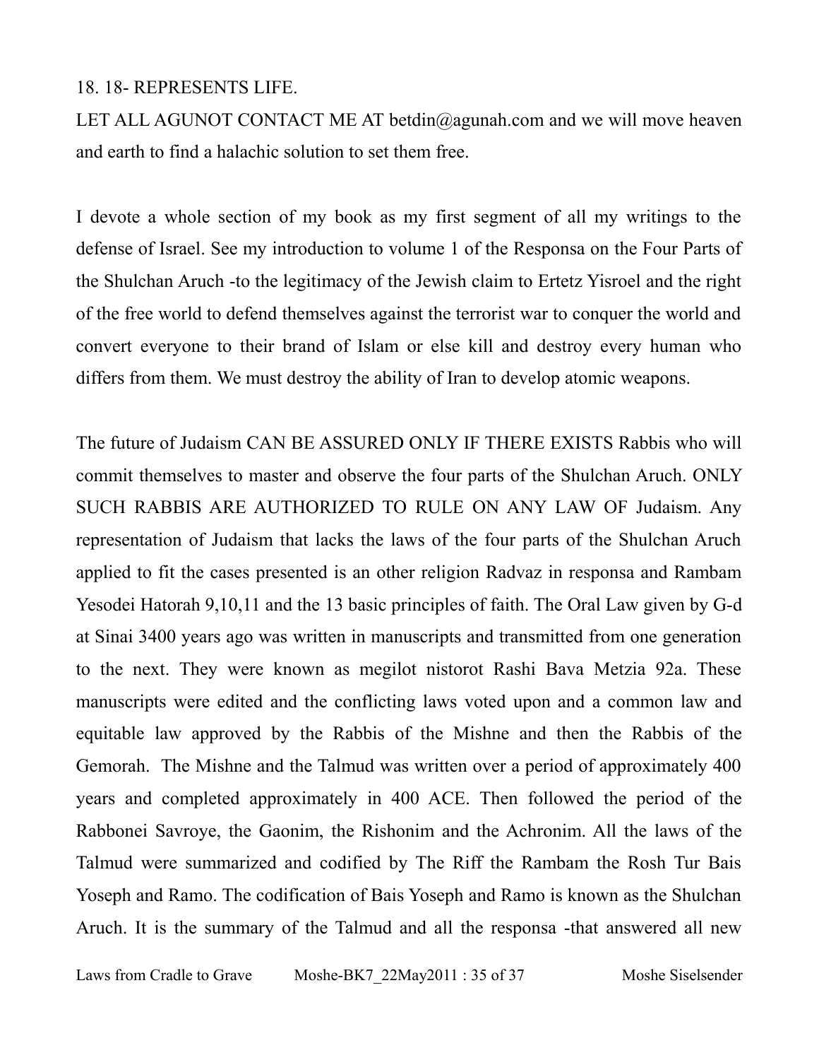18. 18- REPRESENTS LIFE.

LET ALL AGUNOT CONTACT ME AT betdin@agunah.com and we will move heaven and earth to find a halachic solution to set them free.

I devote a whole section of my book as my first segment of all my writings to the defense of Israel. See my introduction to volume 1 of the Responsa on the Four Parts of the Shulchan Aruch -to the legitimacy of the Jewish claim to Ertetz Yisroel and the right of the free world to defend themselves against the terrorist war to conquer the world and convert everyone to their brand of Islam or else kill and destroy every human who differs from them. We must destroy the ability of Iran to develop atomic weapons.

The future of Judaism CAN BE ASSURED ONLY IF THERE EXISTS Rabbis who will commit themselves to master and observe the four parts of the Shulchan Aruch. ONLY SUCH RABBIS ARE AUTHORIZED TO RULE ON ANY LAW OF Judaism. Any representation of Judaism that lacks the laws of the four parts of the Shulchan Aruch applied to fit the cases presented is an other religion Radvaz in responsa and Rambam Yesodei Hatorah 9,10,11 and the 13 basic principles of faith. The Oral Law given by G-d at Sinai 3400 years ago was written in manuscripts and transmitted from one generation to the next. They were known as megilot nistorot Rashi Bava Metzia 92a. These manuscripts were edited and the conflicting laws voted upon and a common law and equitable law approved by the Rabbis of the Mishne and then the Rabbis of the Gemorah. The Mishne and the Talmud was written over a period of approximately 400 years and completed approximately in 400 ACE. Then followed the period of the Rabbonei Savroye, the Gaonim, the Rishonim and the Achronim. All the laws of the Talmud were summarized and codified by The Riff the Rambam the Rosh Tur Bais Yoseph and Ramo. The codification of Bais Yoseph and Ramo is known as the Shulchan Aruch. It is the summary of the Talmud and all the responsa -that answered all new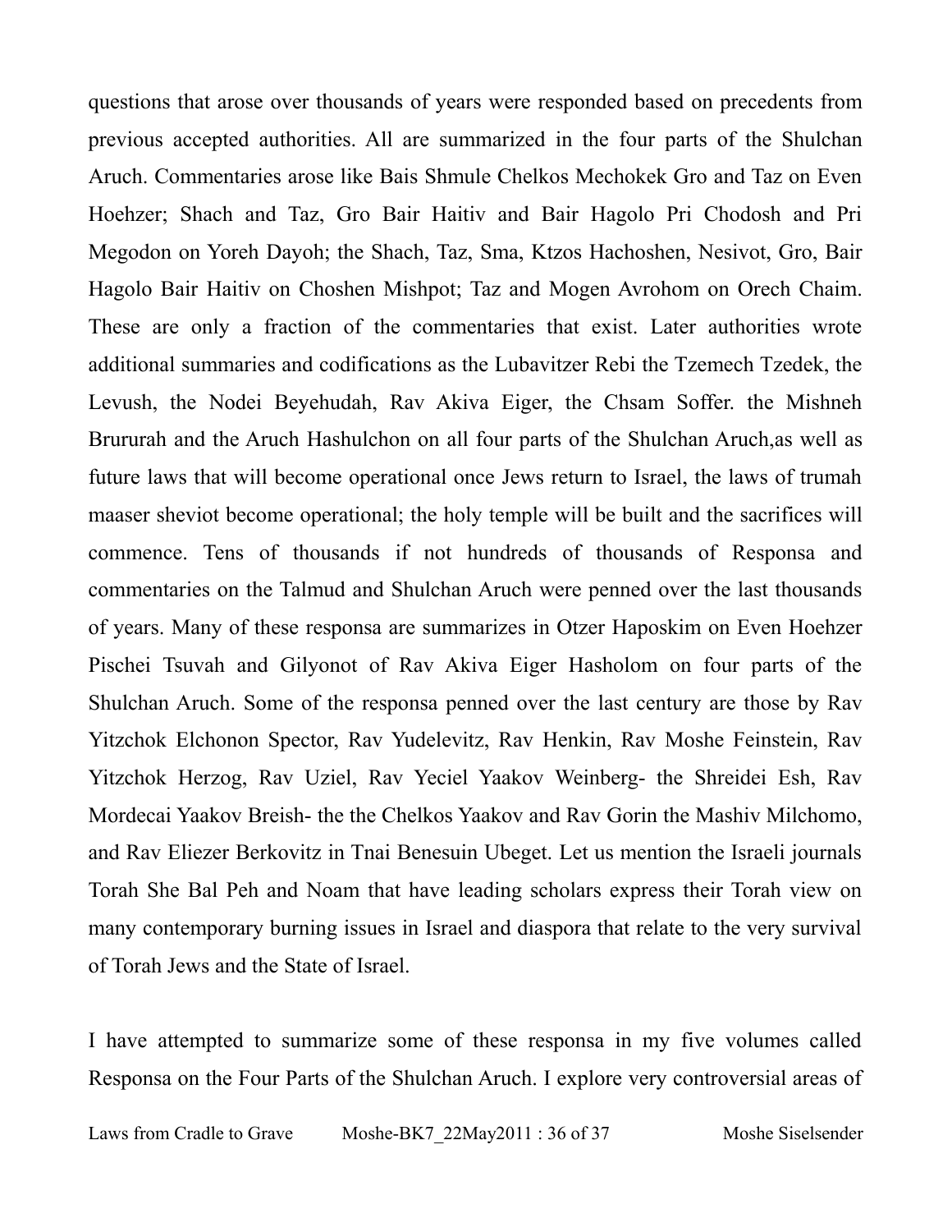questions that arose over thousands of years were responded based on precedents from previous accepted authorities. All are summarized in the four parts of the Shulchan Aruch. Commentaries arose like Bais Shmule Chelkos Mechokek Gro and Taz on Even Hoehzer; Shach and Taz, Gro Bair Haitiv and Bair Hagolo Pri Chodosh and Pri Megodon on Yoreh Dayoh; the Shach, Taz, Sma, Ktzos Hachoshen, Nesivot, Gro, Bair Hagolo Bair Haitiv on Choshen Mishpot; Taz and Mogen Avrohom on Orech Chaim. These are only a fraction of the commentaries that exist. Later authorities wrote additional summaries and codifications as the Lubavitzer Rebi the Tzemech Tzedek, the Levush, the Nodei Beyehudah, Rav Akiva Eiger, the Chsam Soffer. the Mishneh Brururah and the Aruch Hashulchon on all four parts of the Shulchan Aruch,as well as future laws that will become operational once Jews return to Israel, the laws of trumah maaser sheviot become operational; the holy temple will be built and the sacrifices will commence. Tens of thousands if not hundreds of thousands of Responsa and commentaries on the Talmud and Shulchan Aruch were penned over the last thousands of years. Many of these responsa are summarizes in Otzer Haposkim on Even Hoehzer Pischei Tsuvah and Gilyonot of Rav Akiva Eiger Hasholom on four parts of the Shulchan Aruch. Some of the responsa penned over the last century are those by Rav Yitzchok Elchonon Spector, Rav Yudelevitz, Rav Henkin, Rav Moshe Feinstein, Rav Yitzchok Herzog, Rav Uziel, Rav Yeciel Yaakov Weinberg- the Shreidei Esh, Rav Mordecai Yaakov Breish- the the Chelkos Yaakov and Rav Gorin the Mashiv Milchomo, and Rav Eliezer Berkovitz in Tnai Benesuin Ubeget. Let us mention the Israeli journals Torah She Bal Peh and Noam that have leading scholars express their Torah view on many contemporary burning issues in Israel and diaspora that relate to the very survival of Torah Jews and the State of Israel.

I have attempted to summarize some of these responsa in my five volumes called Responsa on the Four Parts of the Shulchan Aruch. I explore very controversial areas of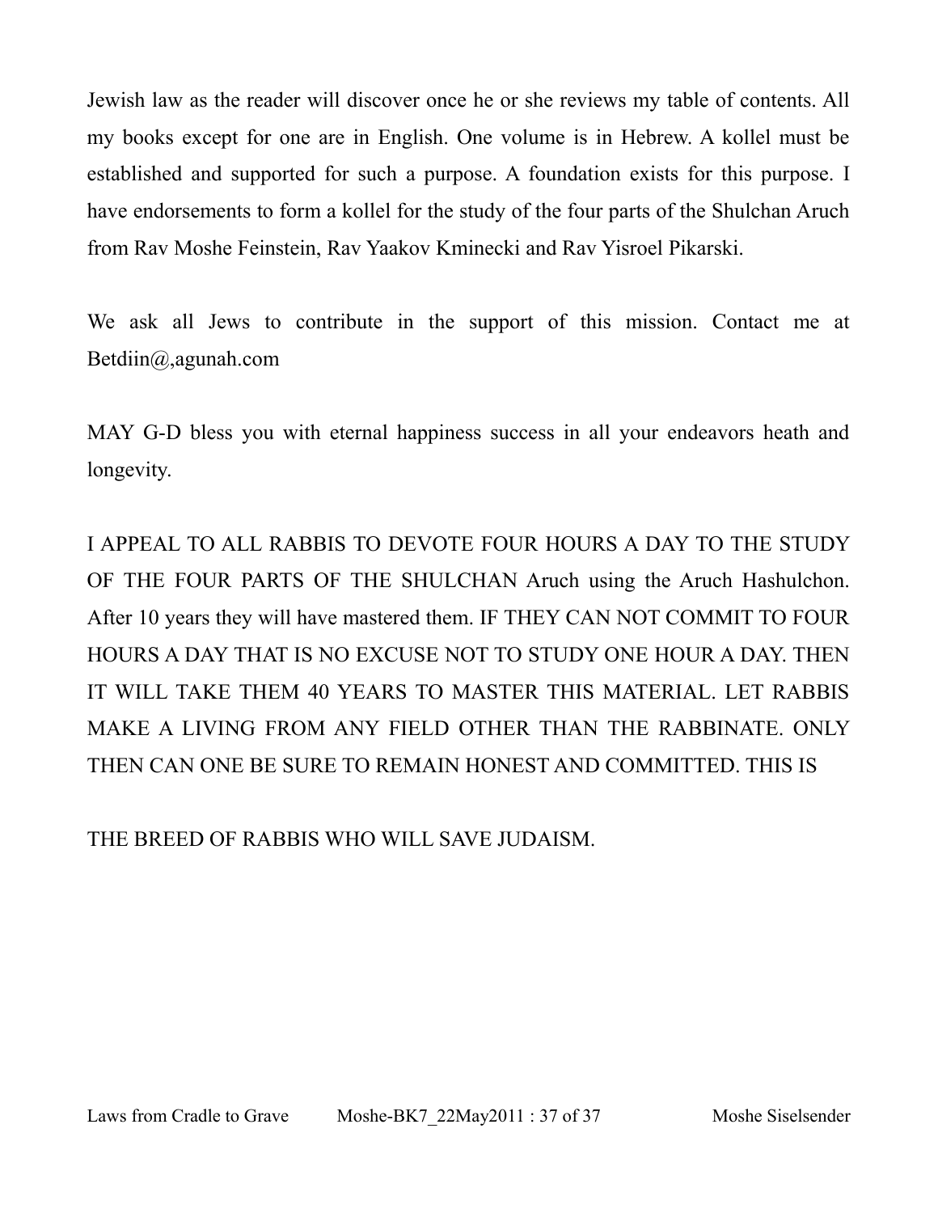Jewish law as the reader will discover once he or she reviews my table of contents. All my books except for one are in English. One volume is in Hebrew. A kollel must be established and supported for such a purpose. A foundation exists for this purpose. I have endorsements to form a kollel for the study of the four parts of the Shulchan Aruch from Rav Moshe Feinstein, Rav Yaakov Kminecki and Rav Yisroel Pikarski.

We ask all Jews to contribute in the support of this mission. Contact me at Betdiin@,agunah.com

MAY G-D bless you with eternal happiness success in all your endeavors heath and longevity.

I APPEAL TO ALL RABBIS TO DEVOTE FOUR HOURS A DAY TO THE STUDY OF THE FOUR PARTS OF THE SHULCHAN Aruch using the Aruch Hashulchon. After 10 years they will have mastered them. IF THEY CAN NOT COMMIT TO FOUR HOURS A DAY THAT IS NO EXCUSE NOT TO STUDY ONE HOUR A DAY. THEN IT WILL TAKE THEM 40 YEARS TO MASTER THIS MATERIAL. LET RABBIS MAKE A LIVING FROM ANY FIELD OTHER THAN THE RABBINATE. ONLY THEN CAN ONE BE SURE TO REMAIN HONEST AND COMMITTED. THIS IS

THE BREED OF RABBIS WHO WILL SAVE JUDAISM.